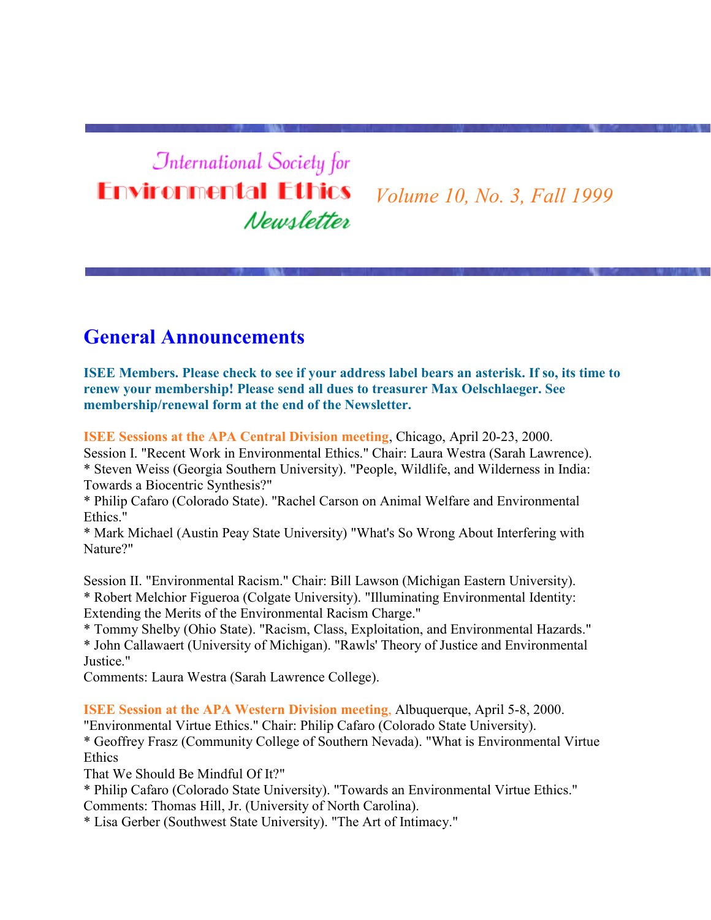# International Society for Environmental Ethics Newsletter

*Volume 10, No. 3, Fall 1999*

## General Announcements

**ISEE Members. Please check to see if your address label bears an asterisk. If so, its time to renew your membership! Please send all dues to treasurer Max Oelschlaeger. See membership/renewal form at the end of the Newsletter.**

**ISEE Sessions at the APA Central Division meeting**, Chicago, April 20-23, 2000.
Session I. "Recent Work in Environmental Ethics." Chair: Laura Westra (Sarah Lawrence).
* Steven Weiss (Georgia Southern University). "People, Wildlife, and Wilderness in India: Towards a Biocentric Synthesis?"
* Philip Cafaro (Colorado State). "Rachel Carson on Animal Welfare and Environmental Ethics."
* Mark Michael (Austin Peay State University) "What's So Wrong About Interfering with Nature?"

Session II. "Environmental Racism." Chair: Bill Lawson (Michigan Eastern University).
* Robert Melchior Figueroa (Colgate University). "Illuminating Environmental Identity: Extending the Merits of the Environmental Racism Charge."
* Tommy Shelby (Ohio State). "Racism, Class, Exploitation, and Environmental Hazards."
* John Callawaert (University of Michigan). "Rawls' Theory of Justice and Environmental Justice."
Comments: Laura Westra (Sarah Lawrence College).

**ISEE Session at the APA Western Division meeting,** Albuquerque, April 5-8, 2000.
"Environmental Virtue Ethics." Chair: Philip Cafaro (Colorado State University).
* Geoffrey Frasz (Community College of Southern Nevada). "What is Environmental Virtue Ethics
That We Should Be Mindful Of It?"
* Philip Cafaro (Colorado State University). "Towards an Environmental Virtue Ethics."
Comments: Thomas Hill, Jr. (University of North Carolina).
* Lisa Gerber (Southwest State University). "The Art of Intimacy."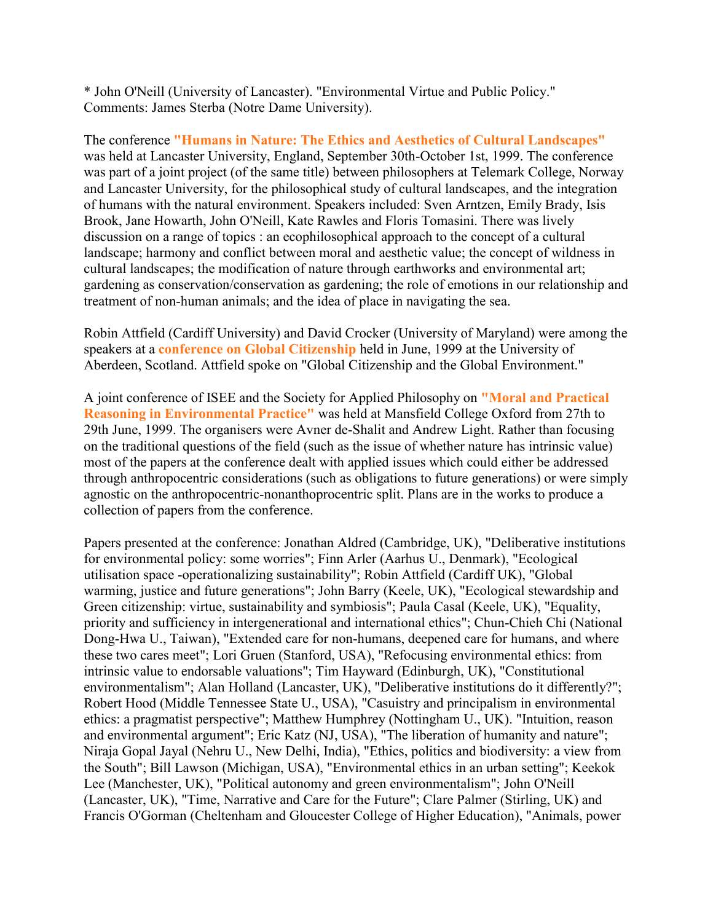* John O'Neill (University of Lancaster). "Environmental Virtue and Public Policy." Comments: James Sterba (Notre Dame University).

The conference **"Humans in Nature: The Ethics and Aesthetics of Cultural Landscapes"** was held at Lancaster University, England, September 30th-October 1st, 1999. The conference was part of a joint project (of the same title) between philosophers at Telemark College, Norway and Lancaster University, for the philosophical study of cultural landscapes, and the integration of humans with the natural environment. Speakers included: Sven Arntzen, Emily Brady, Isis Brook, Jane Howarth, John O'Neill, Kate Rawles and Floris Tomasini. There was lively discussion on a range of topics : an ecophilosophical approach to the concept of a cultural landscape; harmony and conflict between moral and aesthetic value; the concept of wildness in cultural landscapes; the modification of nature through earthworks and environmental art; gardening as conservation/conservation as gardening; the role of emotions in our relationship and treatment of non-human animals; and the idea of place in navigating the sea.

Robin Attfield (Cardiff University) and David Crocker (University of Maryland) were among the speakers at a **conference on Global Citizenship** held in June, 1999 at the University of Aberdeen, Scotland. Attfield spoke on "Global Citizenship and the Global Environment."

A joint conference of ISEE and the Society for Applied Philosophy on **"Moral and Practical Reasoning in Environmental Practice"** was held at Mansfield College Oxford from 27th to 29th June, 1999. The organisers were Avner de-Shalit and Andrew Light. Rather than focusing on the traditional questions of the field (such as the issue of whether nature has intrinsic value) most of the papers at the conference dealt with applied issues which could either be addressed through anthropocentric considerations (such as obligations to future generations) or were simply agnostic on the anthropocentric-nonanthoprocentric split. Plans are in the works to produce a collection of papers from the conference.

Papers presented at the conference: Jonathan Aldred (Cambridge, UK), "Deliberative institutions for environmental policy: some worries"; Finn Arler (Aarhus U., Denmark), "Ecological utilisation space -operationalizing sustainability"; Robin Attfield (Cardiff UK), "Global warming, justice and future generations"; John Barry (Keele, UK), "Ecological stewardship and Green citizenship: virtue, sustainability and symbiosis"; Paula Casal (Keele, UK), "Equality, priority and sufficiency in intergenerational and international ethics"; Chun-Chieh Chi (National Dong-Hwa U., Taiwan), "Extended care for non-humans, deepened care for humans, and where these two cares meet"; Lori Gruen (Stanford, USA), "Refocusing environmental ethics: from intrinsic value to endorsable valuations"; Tim Hayward (Edinburgh, UK), "Constitutional environmentalism"; Alan Holland (Lancaster, UK), "Deliberative institutions do it differently?"; Robert Hood (Middle Tennessee State U., USA), "Casuistry and principalism in environmental ethics: a pragmatist perspective"; Matthew Humphrey (Nottingham U., UK). "Intuition, reason and environmental argument"; Eric Katz (NJ, USA), "The liberation of humanity and nature"; Niraja Gopal Jayal (Nehru U., New Delhi, India), "Ethics, politics and biodiversity: a view from the South"; Bill Lawson (Michigan, USA), "Environmental ethics in an urban setting"; Keekok Lee (Manchester, UK), "Political autonomy and green environmentalism"; John O'Neill (Lancaster, UK), "Time, Narrative and Care for the Future"; Clare Palmer (Stirling, UK) and Francis O'Gorman (Cheltenham and Gloucester College of Higher Education), "Animals, power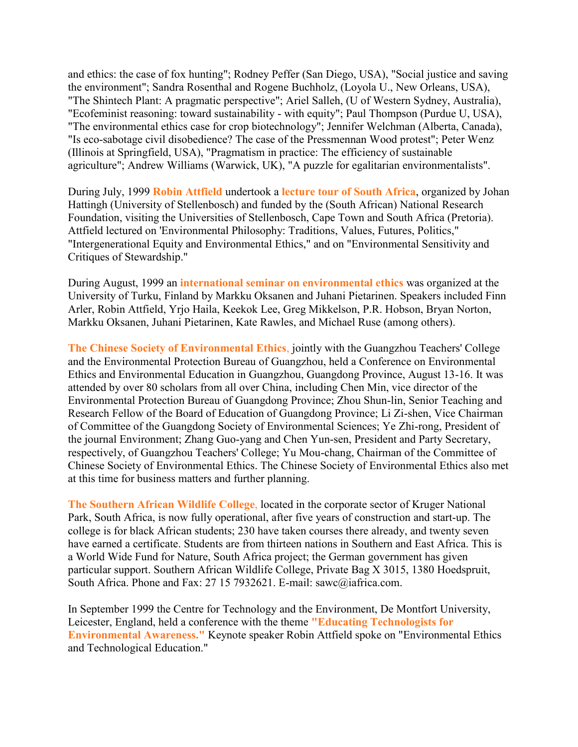and ethics: the case of fox hunting"; Rodney Peffer (San Diego, USA), "Social justice and saving the environment"; Sandra Rosenthal and Rogene Buchholz, (Loyola U., New Orleans, USA), "The Shintech Plant: A pragmatic perspective"; Ariel Salleh, (U of Western Sydney, Australia), "Ecofeminist reasoning: toward sustainability - with equity"; Paul Thompson (Purdue U, USA), "The environmental ethics case for crop biotechnology"; Jennifer Welchman (Alberta, Canada), "Is eco-sabotage civil disobedience? The case of the Pressmennan Wood protest"; Peter Wenz (Illinois at Springfield, USA), "Pragmatism in practice: The efficiency of sustainable agriculture"; Andrew Williams (Warwick, UK), "A puzzle for egalitarian environmentalists".

During July, 1999 **Robin Attfield** undertook a **lecture tour of South Africa**, organized by Johan Hattingh (University of Stellenbosch) and funded by the (South African) National Research Foundation, visiting the Universities of Stellenbosch, Cape Town and South Africa (Pretoria). Attfield lectured on 'Environmental Philosophy: Traditions, Values, Futures, Politics," "Intergenerational Equity and Environmental Ethics," and on "Environmental Sensitivity and Critiques of Stewardship."

During August, 1999 an **international seminar on environmental ethics** was organized at the University of Turku, Finland by Markku Oksanen and Juhani Pietarinen. Speakers included Finn Arler, Robin Attfield, Yrjo Haila, Keekok Lee, Greg Mikkelson, P.R. Hobson, Bryan Norton, Markku Oksanen, Juhani Pietarinen, Kate Rawles, and Michael Ruse (among others).

**The Chinese Society of Environmental Ethics,** jointly with the Guangzhou Teachers' College and the Environmental Protection Bureau of Guangzhou, held a Conference on Environmental Ethics and Environmental Education in Guangzhou, Guangdong Province, August 13-16. It was attended by over 80 scholars from all over China, including Chen Min, vice director of the Environmental Protection Bureau of Guangdong Province; Zhou Shun-lin, Senior Teaching and Research Fellow of the Board of Education of Guangdong Province; Li Zi-shen, Vice Chairman of Committee of the Guangdong Society of Environmental Sciences; Ye Zhi-rong, President of the journal Environment; Zhang Guo-yang and Chen Yun-sen, President and Party Secretary, respectively, of Guangzhou Teachers' College; Yu Mou-chang, Chairman of the Committee of Chinese Society of Environmental Ethics. The Chinese Society of Environmental Ethics also met at this time for business matters and further planning.

**The Southern African Wildlife College,** located in the corporate sector of Kruger National Park, South Africa, is now fully operational, after five years of construction and start-up. The college is for black African students; 230 have taken courses there already, and twenty seven have earned a certificate. Students are from thirteen nations in Southern and East Africa. This is a World Wide Fund for Nature, South Africa project; the German government has given particular support. Southern African Wildlife College, Private Bag X 3015, 1380 Hoedspruit, South Africa. Phone and Fax: 27 15 7932621. E-mail: sawc@iafrica.com.

In September 1999 the Centre for Technology and the Environment, De Montfort University, Leicester, England, held a conference with the theme **"Educating Technologists for Environmental Awareness."** Keynote speaker Robin Attfield spoke on "Environmental Ethics and Technological Education."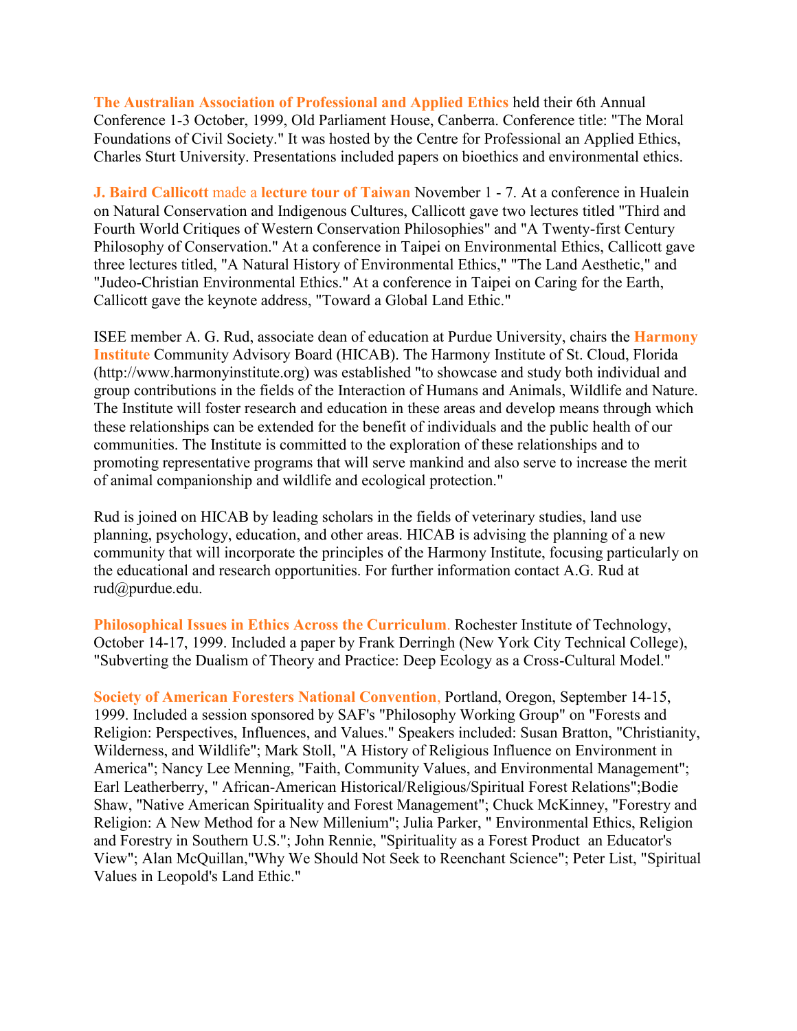**The Australian Association of Professional and Applied Ethics** held their 6th Annual Conference 1-3 October, 1999, Old Parliament House, Canberra. Conference title: "The Moral Foundations of Civil Society." It was hosted by the Centre for Professional an Applied Ethics, Charles Sturt University. Presentations included papers on bioethics and environmental ethics.

**J. Baird Callicott** made a **lecture tour of Taiwan** November 1 - 7. At a conference in Hualein on Natural Conservation and Indigenous Cultures, Callicott gave two lectures titled "Third and Fourth World Critiques of Western Conservation Philosophies" and "A Twenty-first Century Philosophy of Conservation." At a conference in Taipei on Environmental Ethics, Callicott gave three lectures titled, "A Natural History of Environmental Ethics," "The Land Aesthetic," and "Judeo-Christian Environmental Ethics." At a conference in Taipei on Caring for the Earth, Callicott gave the keynote address, "Toward a Global Land Ethic."

ISEE member A. G. Rud, associate dean of education at Purdue University, chairs the **Harmony Institute** Community Advisory Board (HICAB). The Harmony Institute of St. Cloud, Florida (http://www.harmonyinstitute.org) was established "to showcase and study both individual and group contributions in the fields of the Interaction of Humans and Animals, Wildlife and Nature. The Institute will foster research and education in these areas and develop means through which these relationships can be extended for the benefit of individuals and the public health of our communities. The Institute is committed to the exploration of these relationships and to promoting representative programs that will serve mankind and also serve to increase the merit of animal companionship and wildlife and ecological protection."

Rud is joined on HICAB by leading scholars in the fields of veterinary studies, land use planning, psychology, education, and other areas. HICAB is advising the planning of a new community that will incorporate the principles of the Harmony Institute, focusing particularly on the educational and research opportunities. For further information contact A.G. Rud at rud@purdue.edu.

**Philosophical Issues in Ethics Across the Curriculum**. Rochester Institute of Technology, October 14-17, 1999. Included a paper by Frank Derringh (New York City Technical College), "Subverting the Dualism of Theory and Practice: Deep Ecology as a Cross-Cultural Model."

**Society of American Foresters National Convention**, Portland, Oregon, September 14-15, 1999. Included a session sponsored by SAF's "Philosophy Working Group" on "Forests and Religion: Perspectives, Influences, and Values." Speakers included: Susan Bratton, "Christianity, Wilderness, and Wildlife"; Mark Stoll, "A History of Religious Influence on Environment in America"; Nancy Lee Menning, "Faith, Community Values, and Environmental Management"; Earl Leatherberry, " African-American Historical/Religious/Spiritual Forest Relations";Bodie Shaw, "Native American Spirituality and Forest Management"; Chuck McKinney, "Forestry and Religion: A New Method for a New Millenium"; Julia Parker, " Environmental Ethics, Religion and Forestry in Southern U.S."; John Rennie, "Spirituality as a Forest Product an Educator's View"; Alan McQuillan,"Why We Should Not Seek to Reenchant Science"; Peter List, "Spiritual Values in Leopold's Land Ethic."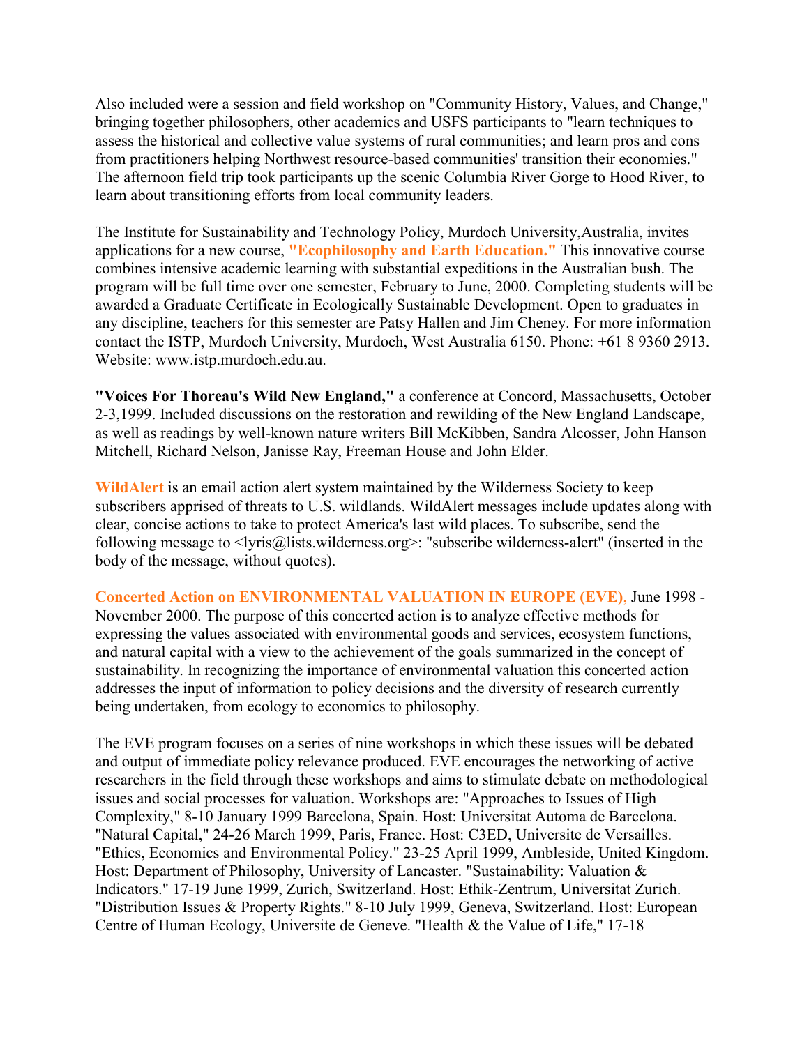Also included were a session and field workshop on "Community History, Values, and Change," bringing together philosophers, other academics and USFS participants to "learn techniques to assess the historical and collective value systems of rural communities; and learn pros and cons from practitioners helping Northwest resource-based communities' transition their economies." The afternoon field trip took participants up the scenic Columbia River Gorge to Hood River, to learn about transitioning efforts from local community leaders.

The Institute for Sustainability and Technology Policy, Murdoch University,Australia, invites applications for a new course, **"Ecophilosophy and Earth Education."** This innovative course combines intensive academic learning with substantial expeditions in the Australian bush. The program will be full time over one semester, February to June, 2000. Completing students will be awarded a Graduate Certificate in Ecologically Sustainable Development. Open to graduates in any discipline, teachers for this semester are Patsy Hallen and Jim Cheney. For more information contact the ISTP, Murdoch University, Murdoch, West Australia 6150. Phone: +61 8 9360 2913. Website: www.istp.murdoch.edu.au.

**"Voices For Thoreau's Wild New England,"** a conference at Concord, Massachusetts, October 2-3,1999. Included discussions on the restoration and rewilding of the New England Landscape, as well as readings by well-known nature writers Bill McKibben, Sandra Alcosser, John Hanson Mitchell, Richard Nelson, Janisse Ray, Freeman House and John Elder.

**WildAlert** is an email action alert system maintained by the Wilderness Society to keep subscribers apprised of threats to U.S. wildlands. WildAlert messages include updates along with clear, concise actions to take to protect America's last wild places. To subscribe, send the following message to <lyris@lists.wilderness.org>: "subscribe wilderness-alert" (inserted in the body of the message, without quotes).

**Concerted Action on ENVIRONMENTAL VALUATION IN EUROPE (EVE),** June 1998 - November 2000. The purpose of this concerted action is to analyze effective methods for expressing the values associated with environmental goods and services, ecosystem functions, and natural capital with a view to the achievement of the goals summarized in the concept of sustainability. In recognizing the importance of environmental valuation this concerted action addresses the input of information to policy decisions and the diversity of research currently being undertaken, from ecology to economics to philosophy.

The EVE program focuses on a series of nine workshops in which these issues will be debated and output of immediate policy relevance produced. EVE encourages the networking of active researchers in the field through these workshops and aims to stimulate debate on methodological issues and social processes for valuation. Workshops are: "Approaches to Issues of High Complexity," 8-10 January 1999 Barcelona, Spain. Host: Universitat Automa de Barcelona. "Natural Capital," 24-26 March 1999, Paris, France. Host: C3ED, Universite de Versailles. "Ethics, Economics and Environmental Policy." 23-25 April 1999, Ambleside, United Kingdom. Host: Department of Philosophy, University of Lancaster. "Sustainability: Valuation & Indicators." 17-19 June 1999, Zurich, Switzerland. Host: Ethik-Zentrum, Universitat Zurich. "Distribution Issues & Property Rights." 8-10 July 1999, Geneva, Switzerland. Host: European Centre of Human Ecology, Universite de Geneve. "Health & the Value of Life," 17-18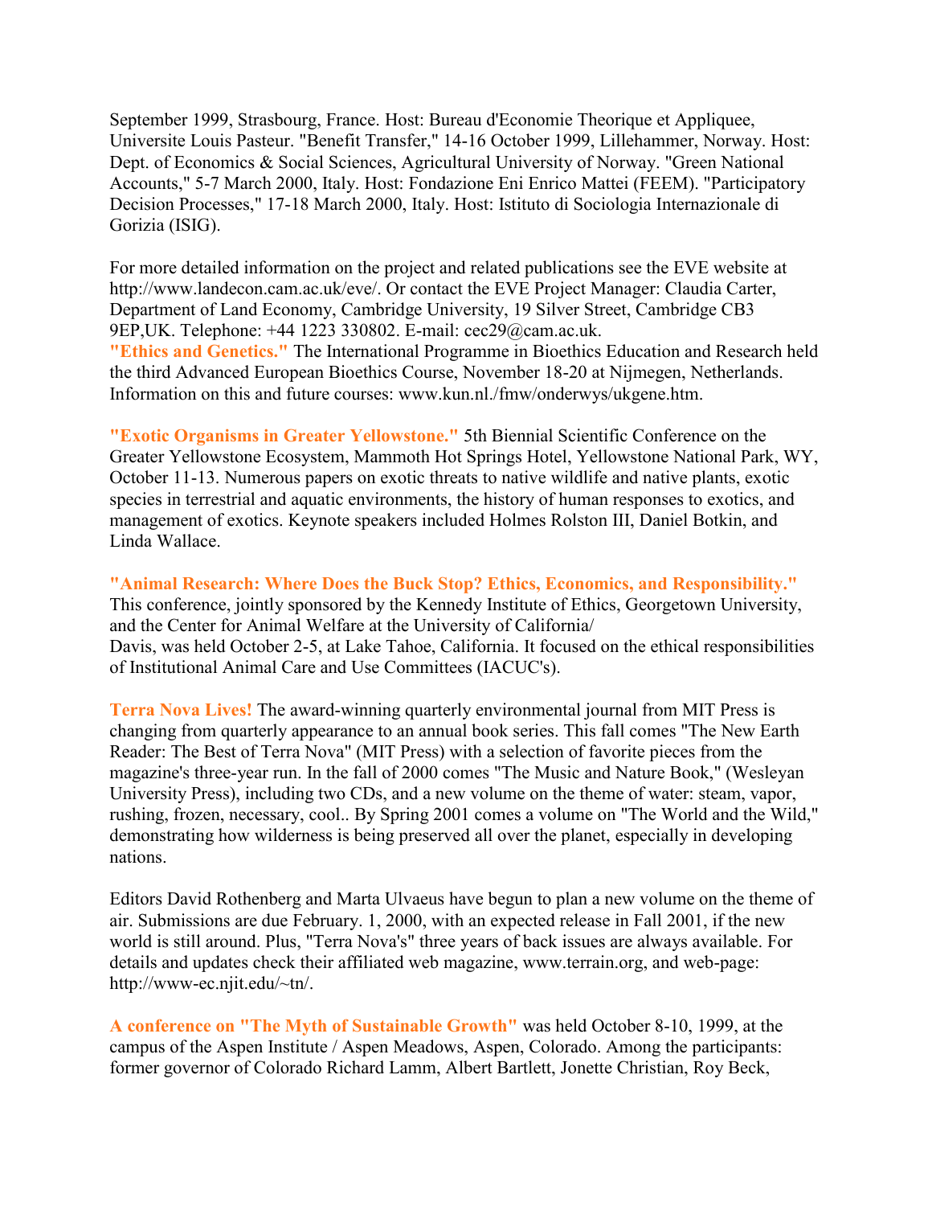September 1999, Strasbourg, France. Host: Bureau d'Economie Theorique et Appliquee, Universite Louis Pasteur. "Benefit Transfer," 14-16 October 1999, Lillehammer, Norway. Host: Dept. of Economics & Social Sciences, Agricultural University of Norway. "Green National Accounts," 5-7 March 2000, Italy. Host: Fondazione Eni Enrico Mattei (FEEM). "Participatory Decision Processes," 17-18 March 2000, Italy. Host: Istituto di Sociologia Internazionale di Gorizia (ISIG).

For more detailed information on the project and related publications see the EVE website at http://www.landecon.cam.ac.uk/eve/. Or contact the EVE Project Manager: Claudia Carter, Department of Land Economy, Cambridge University, 19 Silver Street, Cambridge CB3 9EP,UK. Telephone: +44 1223 330802. E-mail: cec29@cam.ac.uk.

**"Ethics and Genetics."** The International Programme in Bioethics Education and Research held the third Advanced European Bioethics Course, November 18-20 at Nijmegen, Netherlands. Information on this and future courses: www.kun.nl./fmw/onderwys/ukgene.htm.

**"Exotic Organisms in Greater Yellowstone."** 5th Biennial Scientific Conference on the Greater Yellowstone Ecosystem, Mammoth Hot Springs Hotel, Yellowstone National Park, WY, October 11-13. Numerous papers on exotic threats to native wildlife and native plants, exotic species in terrestrial and aquatic environments, the history of human responses to exotics, and management of exotics. Keynote speakers included Holmes Rolston III, Daniel Botkin, and Linda Wallace.

**"Animal Research: Where Does the Buck Stop? Ethics, Economics, and Responsibility."** This conference, jointly sponsored by the Kennedy Institute of Ethics, Georgetown University, and the Center for Animal Welfare at the University of California/ Davis, was held October 2-5, at Lake Tahoe, California. It focused on the ethical responsibilities of Institutional Animal Care and Use Committees (IACUC's).

**Terra Nova Lives!** The award-winning quarterly environmental journal from MIT Press is changing from quarterly appearance to an annual book series. This fall comes "The New Earth Reader: The Best of Terra Nova" (MIT Press) with a selection of favorite pieces from the magazine's three-year run. In the fall of 2000 comes "The Music and Nature Book," (Wesleyan University Press), including two CDs, and a new volume on the theme of water: steam, vapor, rushing, frozen, necessary, cool.. By Spring 2001 comes a volume on "The World and the Wild," demonstrating how wilderness is being preserved all over the planet, especially in developing nations.

Editors David Rothenberg and Marta Ulvaeus have begun to plan a new volume on the theme of air. Submissions are due February. 1, 2000, with an expected release in Fall 2001, if the new world is still around. Plus, "Terra Nova's" three years of back issues are always available. For details and updates check their affiliated web magazine, www.terrain.org, and web-page: http://www-ec.njit.edu/~tn/.

**A conference on "The Myth of Sustainable Growth"** was held October 8-10, 1999, at the campus of the Aspen Institute / Aspen Meadows, Aspen, Colorado. Among the participants: former governor of Colorado Richard Lamm, Albert Bartlett, Jonette Christian, Roy Beck,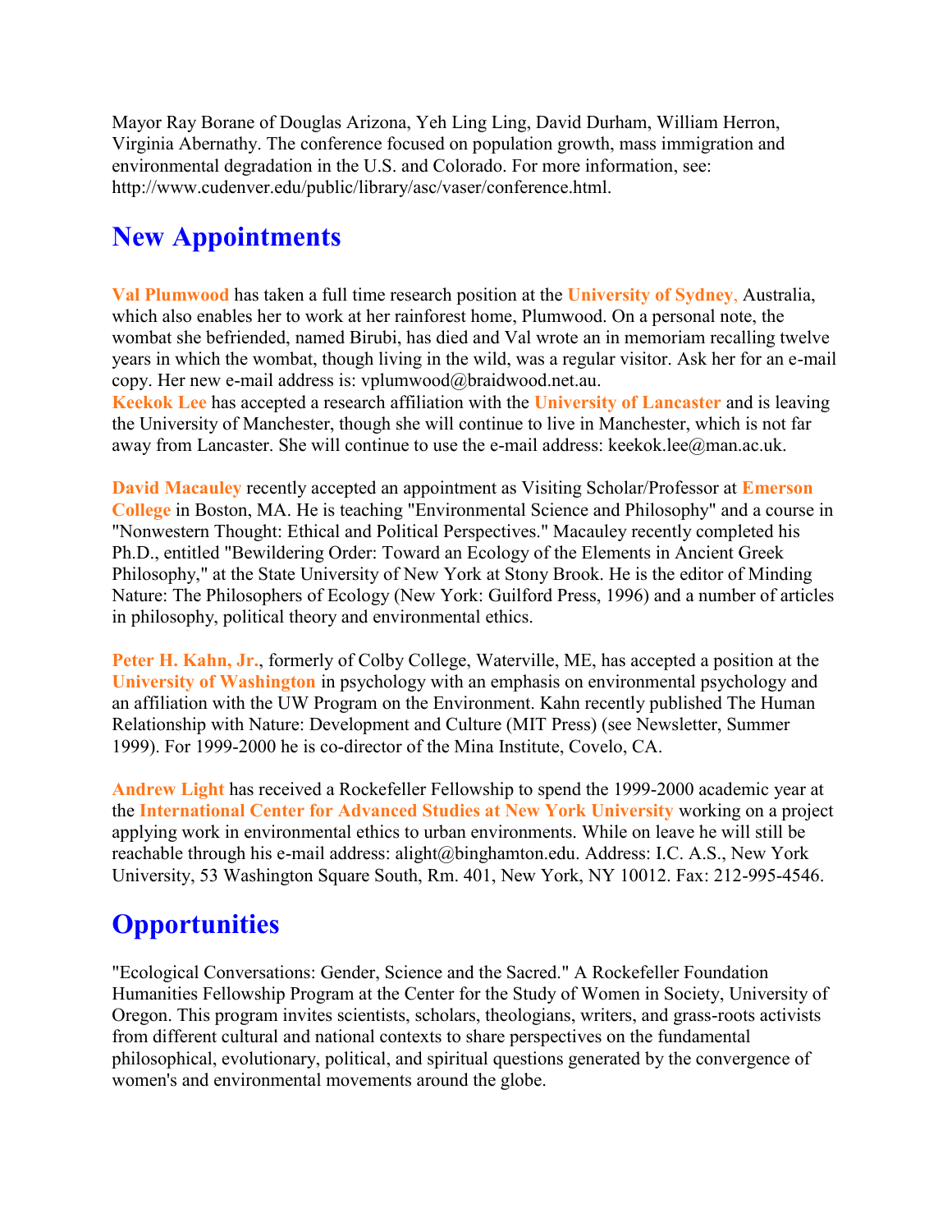Mayor Ray Borane of Douglas Arizona, Yeh Ling Ling, David Durham, William Herron, Virginia Abernathy. The conference focused on population growth, mass immigration and environmental degradation in the U.S. and Colorado. For more information, see: http://www.cudenver.edu/public/library/asc/vaser/conference.html.

## New Appointments

**Val Plumwood** has taken a full time research position at the **University of Sydney**, Australia, which also enables her to work at her rainforest home, Plumwood. On a personal note, the wombat she befriended, named Birubi, has died and Val wrote an in memoriam recalling twelve years in which the wombat, though living in the wild, was a regular visitor. Ask her for an e-mail copy. Her new e-mail address is: vplumwood@braidwood.net.au.
**Keekok Lee** has accepted a research affiliation with the **University of Lancaster** and is leaving the University of Manchester, though she will continue to live in Manchester, which is not far away from Lancaster. She will continue to use the e-mail address: keekok.lee@man.ac.uk.

**David Macauley** recently accepted an appointment as Visiting Scholar/Professor at **Emerson College** in Boston, MA. He is teaching "Environmental Science and Philosophy" and a course in "Nonwestern Thought: Ethical and Political Perspectives." Macauley recently completed his Ph.D., entitled "Bewildering Order: Toward an Ecology of the Elements in Ancient Greek Philosophy," at the State University of New York at Stony Brook. He is the editor of Minding Nature: The Philosophers of Ecology (New York: Guilford Press, 1996) and a number of articles in philosophy, political theory and environmental ethics.

**Peter H. Kahn, Jr.**, formerly of Colby College, Waterville, ME, has accepted a position at the **University of Washington** in psychology with an emphasis on environmental psychology and an affiliation with the UW Program on the Environment. Kahn recently published The Human Relationship with Nature: Development and Culture (MIT Press) (see Newsletter, Summer 1999). For 1999-2000 he is co-director of the Mina Institute, Covelo, CA.

**Andrew Light** has received a Rockefeller Fellowship to spend the 1999-2000 academic year at the **International Center for Advanced Studies at New York University** working on a project applying work in environmental ethics to urban environments. While on leave he will still be reachable through his e-mail address: alight@binghamton.edu. Address: I.C. A.S., New York University, 53 Washington Square South, Rm. 401, New York, NY 10012. Fax: 212-995-4546.

## Opportunities

"Ecological Conversations: Gender, Science and the Sacred." A Rockefeller Foundation Humanities Fellowship Program at the Center for the Study of Women in Society, University of Oregon. This program invites scientists, scholars, theologians, writers, and grass-roots activists from different cultural and national contexts to share perspectives on the fundamental philosophical, evolutionary, political, and spiritual questions generated by the convergence of women's and environmental movements around the globe.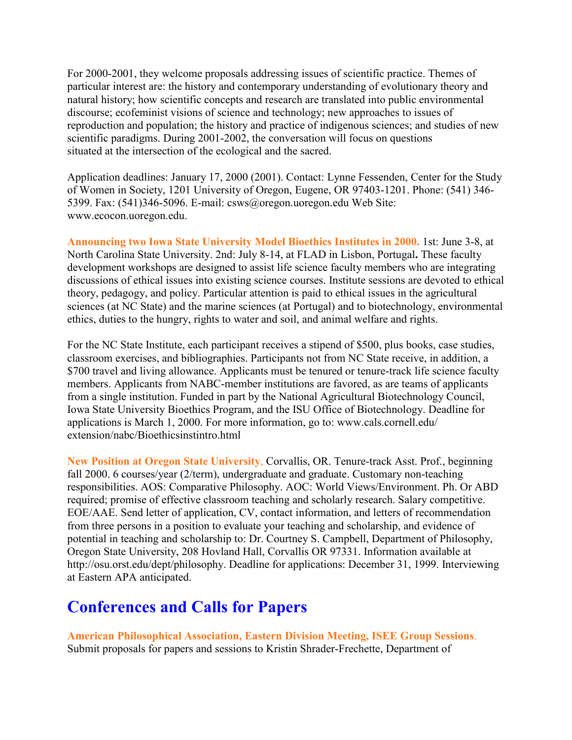For 2000-2001, they welcome proposals addressing issues of scientific practice. Themes of particular interest are: the history and contemporary understanding of evolutionary theory and natural history; how scientific concepts and research are translated into public environmental discourse; ecofeminist visions of science and technology; new approaches to issues of reproduction and population; the history and practice of indigenous sciences; and studies of new scientific paradigms. During 2001-2002, the conversation will focus on questions situated at the intersection of the ecological and the sacred.

Application deadlines: January 17, 2000 (2001). Contact: Lynne Fessenden, Center for the Study of Women in Society, 1201 University of Oregon, Eugene, OR 97403-1201. Phone: (541) 346-5399. Fax: (541)346-5096. E-mail: csws@oregon.uoregon.edu Web Site: www.ecocon.uoregon.edu.

**Announcing two Iowa State University Model Bioethics Institutes in 2000.** 1st: June 3-8, at North Carolina State University. 2nd: July 8-14, at FLAD in Lisbon, Portugal**.** These faculty development workshops are designed to assist life science faculty members who are integrating discussions of ethical issues into existing science courses. Institute sessions are devoted to ethical theory, pedagogy, and policy. Particular attention is paid to ethical issues in the agricultural sciences (at NC State) and the marine sciences (at Portugal) and to biotechnology, environmental ethics, duties to the hungry, rights to water and soil, and animal welfare and rights.

For the NC State Institute, each participant receives a stipend of $500, plus books, case studies, classroom exercises, and bibliographies. Participants not from NC State receive, in addition, a $700 travel and living allowance. Applicants must be tenured or tenure-track life science faculty members. Applicants from NABC-member institutions are favored, as are teams of applicants from a single institution. Funded in part by the National Agricultural Biotechnology Council, Iowa State University Bioethics Program, and the ISU Office of Biotechnology. Deadline for applications is March 1, 2000. For more information, go to: www.cals.cornell.edu/extension/nabc/Bioethicsinstintro.html

**New Position at Oregon State University**, Corvallis, OR. Tenure-track Asst. Prof., beginning fall 2000. 6 courses/year (2/term), undergraduate and graduate. Customary non-teaching responsibilities. AOS: Comparative Philosophy. AOC: World Views/Environment. Ph. Or ABD required; promise of effective classroom teaching and scholarly research. Salary competitive. EOE/AAE. Send letter of application, CV, contact information, and letters of recommendation from three persons in a position to evaluate your teaching and scholarship, and evidence of potential in teaching and scholarship to: Dr. Courtney S. Campbell, Department of Philosophy, Oregon State University, 208 Hovland Hall, Corvallis OR 97331. Information available at http://osu.orst.edu/dept/philosophy. Deadline for applications: December 31, 1999. Interviewing at Eastern APA anticipated.

## Conferences and Calls for Papers

**American Philosophical Association, Eastern Division Meeting, ISEE Group Sessions**. Submit proposals for papers and sessions to Kristin Shrader-Frechette, Department of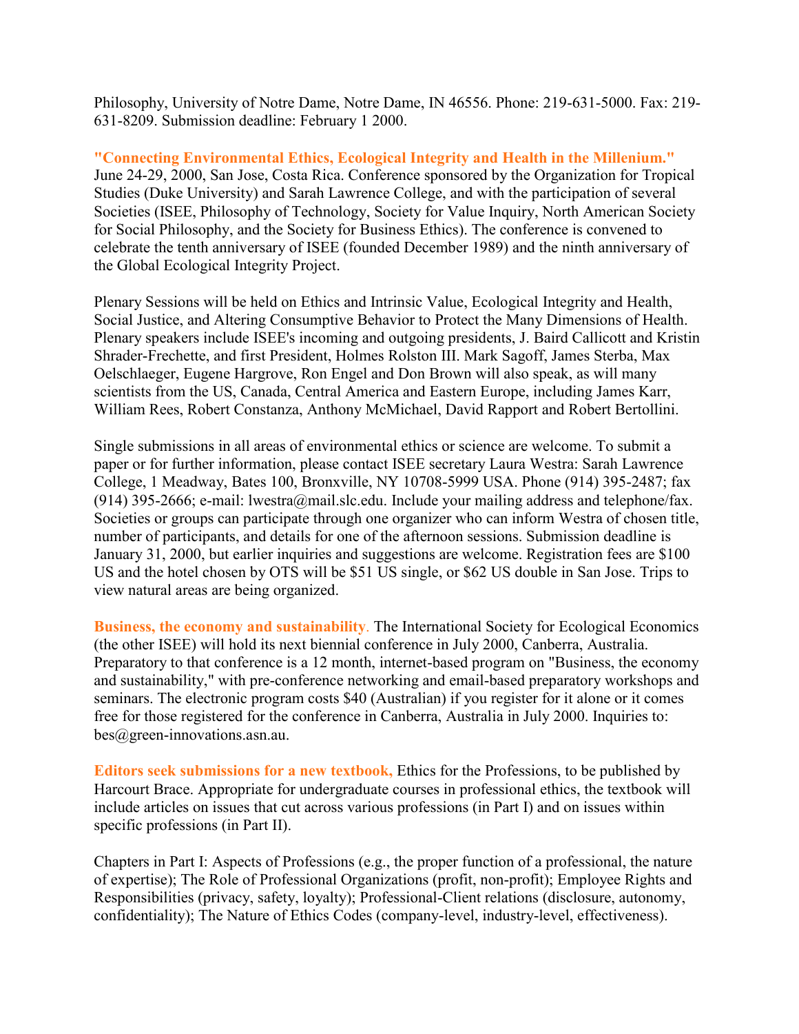Philosophy, University of Notre Dame, Notre Dame, IN 46556. Phone: 219-631-5000. Fax: 219-631-8209. Submission deadline: February 1 2000.

**"Connecting Environmental Ethics, Ecological Integrity and Health in the Millenium."** June 24-29, 2000, San Jose, Costa Rica. Conference sponsored by the Organization for Tropical Studies (Duke University) and Sarah Lawrence College, and with the participation of several Societies (ISEE, Philosophy of Technology, Society for Value Inquiry, North American Society for Social Philosophy, and the Society for Business Ethics). The conference is convened to celebrate the tenth anniversary of ISEE (founded December 1989) and the ninth anniversary of the Global Ecological Integrity Project.

Plenary Sessions will be held on Ethics and Intrinsic Value, Ecological Integrity and Health, Social Justice, and Altering Consumptive Behavior to Protect the Many Dimensions of Health. Plenary speakers include ISEE's incoming and outgoing presidents, J. Baird Callicott and Kristin Shrader-Frechette, and first President, Holmes Rolston III. Mark Sagoff, James Sterba, Max Oelschlaeger, Eugene Hargrove, Ron Engel and Don Brown will also speak, as will many scientists from the US, Canada, Central America and Eastern Europe, including James Karr, William Rees, Robert Constanza, Anthony McMichael, David Rapport and Robert Bertollini.

Single submissions in all areas of environmental ethics or science are welcome. To submit a paper or for further information, please contact ISEE secretary Laura Westra: Sarah Lawrence College, 1 Meadway, Bates 100, Bronxville, NY 10708-5999 USA. Phone (914) 395-2487; fax (914) 395-2666; e-mail: lwestra@mail.slc.edu. Include your mailing address and telephone/fax. Societies or groups can participate through one organizer who can inform Westra of chosen title, number of participants, and details for one of the afternoon sessions. Submission deadline is January 31, 2000, but earlier inquiries and suggestions are welcome. Registration fees are $100 US and the hotel chosen by OTS will be $51 US single, or $62 US double in San Jose. Trips to view natural areas are being organized.

**Business, the economy and sustainability**. The International Society for Ecological Economics (the other ISEE) will hold its next biennial conference in July 2000, Canberra, Australia. Preparatory to that conference is a 12 month, internet-based program on "Business, the economy and sustainability," with pre-conference networking and email-based preparatory workshops and seminars. The electronic program costs $40 (Australian) if you register for it alone or it comes free for those registered for the conference in Canberra, Australia in July 2000. Inquiries to: bes@green-innovations.asn.au.

**Editors seek submissions for a new textbook,** Ethics for the Professions, to be published by Harcourt Brace. Appropriate for undergraduate courses in professional ethics, the textbook will include articles on issues that cut across various professions (in Part I) and on issues within specific professions (in Part II).

Chapters in Part I: Aspects of Professions (e.g., the proper function of a professional, the nature of expertise); The Role of Professional Organizations (profit, non-profit); Employee Rights and Responsibilities (privacy, safety, loyalty); Professional-Client relations (disclosure, autonomy, confidentiality); The Nature of Ethics Codes (company-level, industry-level, effectiveness).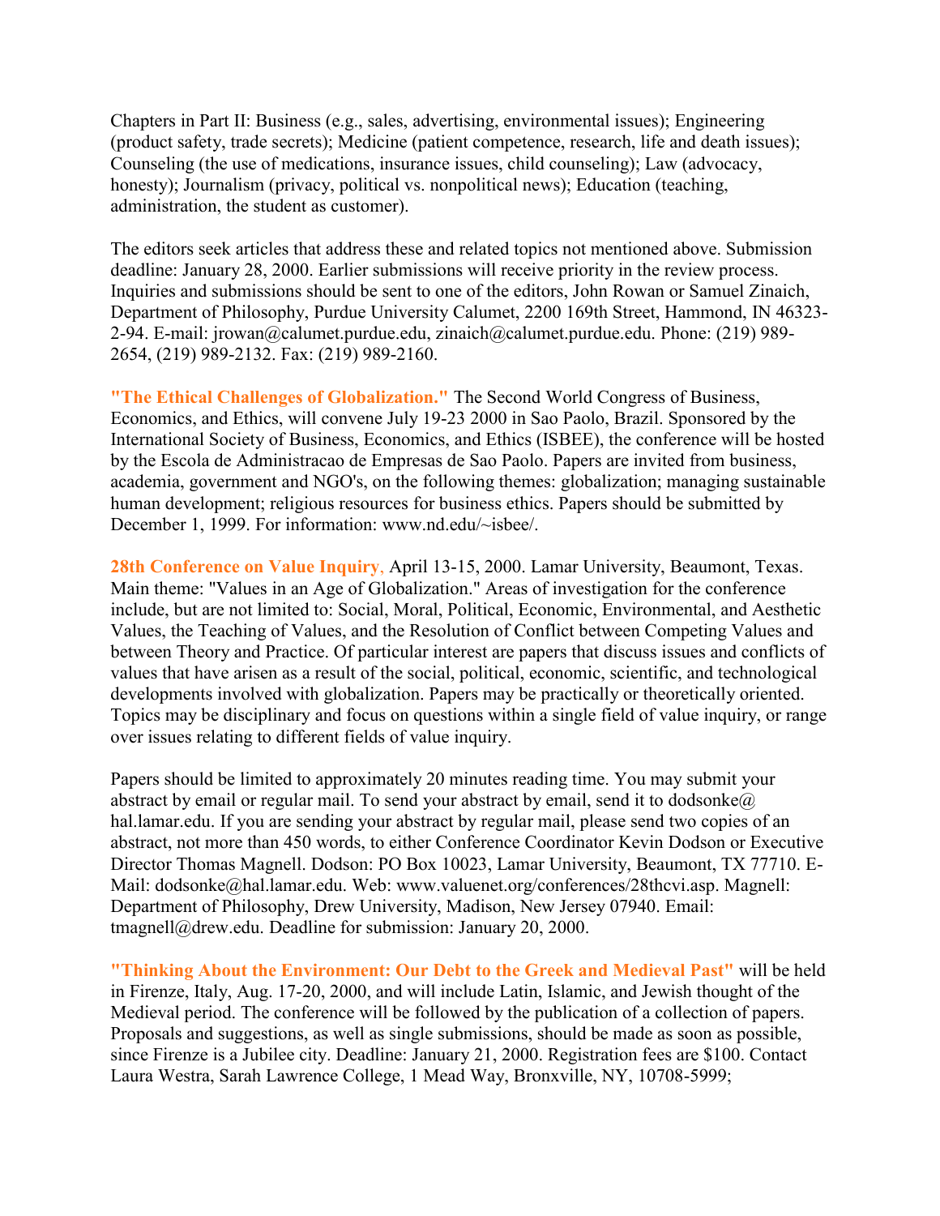Chapters in Part II: Business (e.g., sales, advertising, environmental issues); Engineering (product safety, trade secrets); Medicine (patient competence, research, life and death issues); Counseling (the use of medications, insurance issues, child counseling); Law (advocacy, honesty); Journalism (privacy, political vs. nonpolitical news); Education (teaching, administration, the student as customer).

The editors seek articles that address these and related topics not mentioned above. Submission deadline: January 28, 2000. Earlier submissions will receive priority in the review process. Inquiries and submissions should be sent to one of the editors, John Rowan or Samuel Zinaich, Department of Philosophy, Purdue University Calumet, 2200 169th Street, Hammond, IN 46323-2-94. E-mail: jrowan@calumet.purdue.edu, zinaich@calumet.purdue.edu. Phone: (219) 989-2654, (219) 989-2132. Fax: (219) 989-2160.

**"The Ethical Challenges of Globalization."** The Second World Congress of Business, Economics, and Ethics, will convene July 19-23 2000 in Sao Paolo, Brazil. Sponsored by the International Society of Business, Economics, and Ethics (ISBEE), the conference will be hosted by the Escola de Administracao de Empresas de Sao Paolo. Papers are invited from business, academia, government and NGO's, on the following themes: globalization; managing sustainable human development; religious resources for business ethics. Papers should be submitted by December 1, 1999. For information: www.nd.edu/~isbee/.

**28th Conference on Value Inquiry**, April 13-15, 2000. Lamar University, Beaumont, Texas. Main theme: "Values in an Age of Globalization." Areas of investigation for the conference include, but are not limited to: Social, Moral, Political, Economic, Environmental, and Aesthetic Values, the Teaching of Values, and the Resolution of Conflict between Competing Values and between Theory and Practice. Of particular interest are papers that discuss issues and conflicts of values that have arisen as a result of the social, political, economic, scientific, and technological developments involved with globalization. Papers may be practically or theoretically oriented. Topics may be disciplinary and focus on questions within a single field of value inquiry, or range over issues relating to different fields of value inquiry.

Papers should be limited to approximately 20 minutes reading time. You may submit your abstract by email or regular mail. To send your abstract by email, send it to dodsonke@ hal.lamar.edu. If you are sending your abstract by regular mail, please send two copies of an abstract, not more than 450 words, to either Conference Coordinator Kevin Dodson or Executive Director Thomas Magnell. Dodson: PO Box 10023, Lamar University, Beaumont, TX 77710. E-Mail: dodsonke@hal.lamar.edu. Web: www.valuenet.org/conferences/28thcvi.asp. Magnell: Department of Philosophy, Drew University, Madison, New Jersey 07940. Email: tmagnell@drew.edu. Deadline for submission: January 20, 2000.

**"Thinking About the Environment: Our Debt to the Greek and Medieval Past"** will be held in Firenze, Italy, Aug. 17-20, 2000, and will include Latin, Islamic, and Jewish thought of the Medieval period. The conference will be followed by the publication of a collection of papers. Proposals and suggestions, as well as single submissions, should be made as soon as possible, since Firenze is a Jubilee city. Deadline: January 21, 2000. Registration fees are $100. Contact Laura Westra, Sarah Lawrence College, 1 Mead Way, Bronxville, NY, 10708-5999;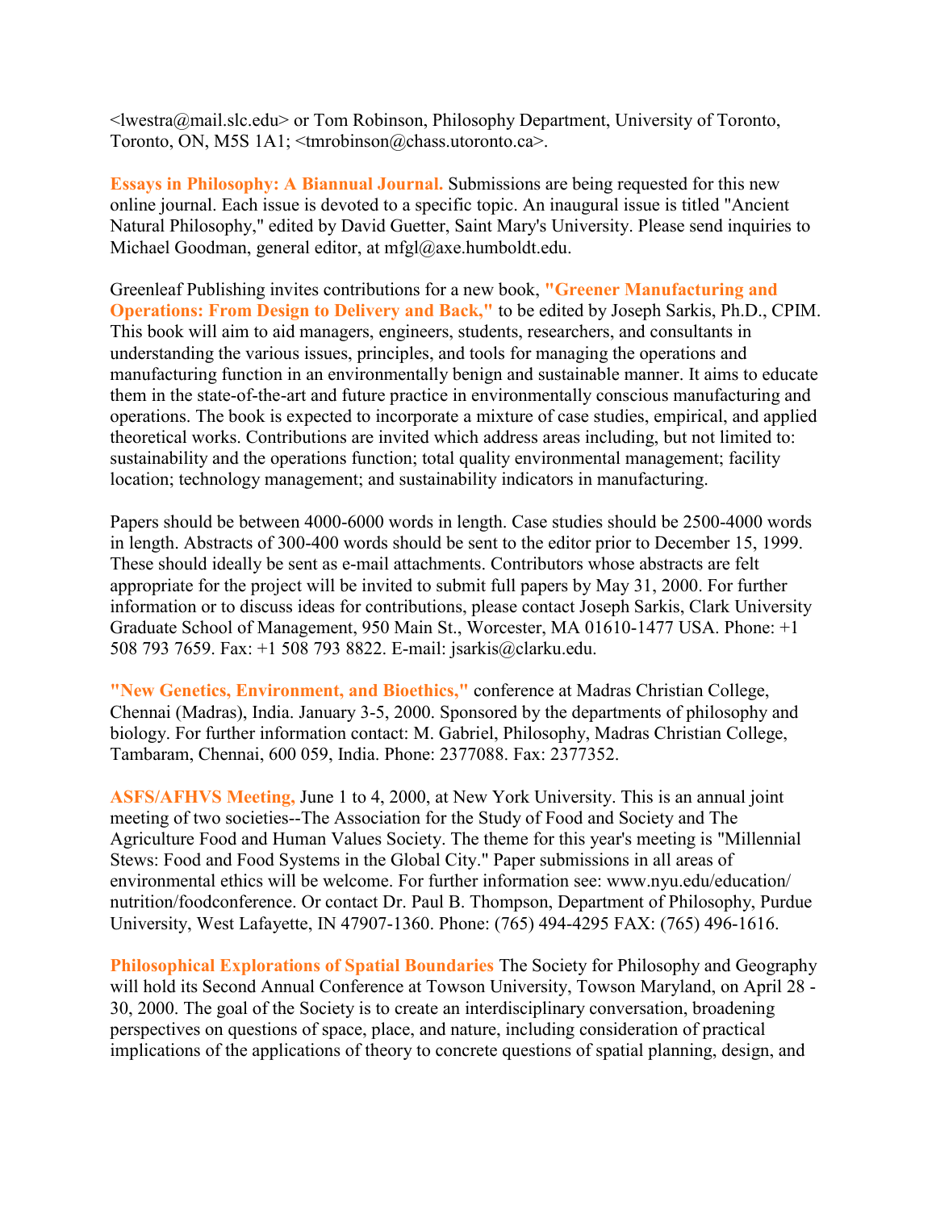<lwestra@mail.slc.edu> or Tom Robinson, Philosophy Department, University of Toronto, Toronto, ON, M5S 1A1; <tmrobinson@chass.utoronto.ca>.

**Essays in Philosophy: A Biannual Journal.** Submissions are being requested for this new online journal. Each issue is devoted to a specific topic. An inaugural issue is titled "Ancient Natural Philosophy," edited by David Guetter, Saint Mary's University. Please send inquiries to Michael Goodman, general editor, at mfgl@axe.humboldt.edu.

Greenleaf Publishing invites contributions for a new book, **"Greener Manufacturing and Operations: From Design to Delivery and Back,"** to be edited by Joseph Sarkis, Ph.D., CPIM. This book will aim to aid managers, engineers, students, researchers, and consultants in understanding the various issues, principles, and tools for managing the operations and manufacturing function in an environmentally benign and sustainable manner. It aims to educate them in the state-of-the-art and future practice in environmentally conscious manufacturing and operations. The book is expected to incorporate a mixture of case studies, empirical, and applied theoretical works. Contributions are invited which address areas including, but not limited to: sustainability and the operations function; total quality environmental management; facility location; technology management; and sustainability indicators in manufacturing.

Papers should be between 4000-6000 words in length. Case studies should be 2500-4000 words in length. Abstracts of 300-400 words should be sent to the editor prior to December 15, 1999. These should ideally be sent as e-mail attachments. Contributors whose abstracts are felt appropriate for the project will be invited to submit full papers by May 31, 2000. For further information or to discuss ideas for contributions, please contact Joseph Sarkis, Clark University Graduate School of Management, 950 Main St., Worcester, MA 01610-1477 USA. Phone: +1 508 793 7659. Fax: +1 508 793 8822. E-mail: jsarkis@clarku.edu.

**"New Genetics, Environment, and Bioethics,"** conference at Madras Christian College, Chennai (Madras), India. January 3-5, 2000. Sponsored by the departments of philosophy and biology. For further information contact: M. Gabriel, Philosophy, Madras Christian College, Tambaram, Chennai, 600 059, India. Phone: 2377088. Fax: 2377352.

**ASFS/AFHVS Meeting,** June 1 to 4, 2000, at New York University. This is an annual joint meeting of two societies--The Association for the Study of Food and Society and The Agriculture Food and Human Values Society. The theme for this year's meeting is "Millennial Stews: Food and Food Systems in the Global City." Paper submissions in all areas of environmental ethics will be welcome. For further information see: www.nyu.edu/education/nutrition/foodconference. Or contact Dr. Paul B. Thompson, Department of Philosophy, Purdue University, West Lafayette, IN 47907-1360. Phone: (765) 494-4295 FAX: (765) 496-1616.

**Philosophical Explorations of Spatial Boundaries** The Society for Philosophy and Geography will hold its Second Annual Conference at Towson University, Towson Maryland, on April 28 - 30, 2000. The goal of the Society is to create an interdisciplinary conversation, broadening perspectives on questions of space, place, and nature, including consideration of practical implications of the applications of theory to concrete questions of spatial planning, design, and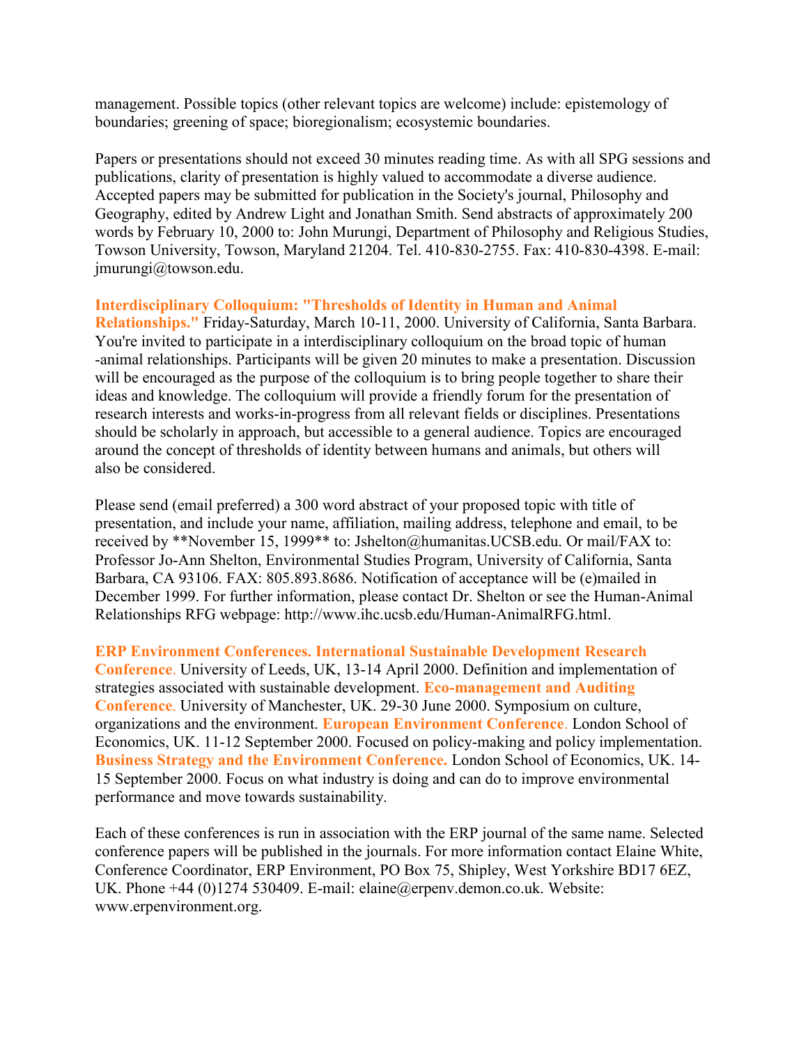management. Possible topics (other relevant topics are welcome) include: epistemology of boundaries; greening of space; bioregionalism; ecosystemic boundaries.

Papers or presentations should not exceed 30 minutes reading time. As with all SPG sessions and publications, clarity of presentation is highly valued to accommodate a diverse audience. Accepted papers may be submitted for publication in the Society's journal, Philosophy and Geography, edited by Andrew Light and Jonathan Smith. Send abstracts of approximately 200 words by February 10, 2000 to: John Murungi, Department of Philosophy and Religious Studies, Towson University, Towson, Maryland 21204. Tel. 410-830-2755. Fax: 410-830-4398. E-mail: jmurungi@towson.edu.

**Interdisciplinary Colloquium: "Thresholds of Identity in Human and Animal Relationships."** Friday-Saturday, March 10-11, 2000. University of California, Santa Barbara. You're invited to participate in a interdisciplinary colloquium on the broad topic of human -animal relationships. Participants will be given 20 minutes to make a presentation. Discussion will be encouraged as the purpose of the colloquium is to bring people together to share their ideas and knowledge. The colloquium will provide a friendly forum for the presentation of research interests and works-in-progress from all relevant fields or disciplines. Presentations should be scholarly in approach, but accessible to a general audience. Topics are encouraged around the concept of thresholds of identity between humans and animals, but others will also be considered.

Please send (email preferred) a 300 word abstract of your proposed topic with title of presentation, and include your name, affiliation, mailing address, telephone and email, to be received by **November 15, 1999** to: Jshelton@humanitas.UCSB.edu. Or mail/FAX to: Professor Jo-Ann Shelton, Environmental Studies Program, University of California, Santa Barbara, CA 93106. FAX: 805.893.8686. Notification of acceptance will be (e)mailed in December 1999. For further information, please contact Dr. Shelton or see the Human-Animal Relationships RFG webpage: http://www.ihc.ucsb.edu/Human-AnimalRFG.html.

**ERP Environment Conferences. International Sustainable Development Research Conference**. University of Leeds, UK, 13-14 April 2000. Definition and implementation of strategies associated with sustainable development. **Eco-management and Auditing Conference**. University of Manchester, UK. 29-30 June 2000. Symposium on culture, organizations and the environment. **European Environment Conference**. London School of Economics, UK. 11-12 September 2000. Focused on policy-making and policy implementation. **Business Strategy and the Environment Conference.** London School of Economics, UK. 14-15 September 2000. Focus on what industry is doing and can do to improve environmental performance and move towards sustainability.

Each of these conferences is run in association with the ERP journal of the same name. Selected conference papers will be published in the journals. For more information contact Elaine White, Conference Coordinator, ERP Environment, PO Box 75, Shipley, West Yorkshire BD17 6EZ, UK. Phone +44 (0)1274 530409. E-mail: elaine@erpenv.demon.co.uk. Website: www.erpenvironment.org.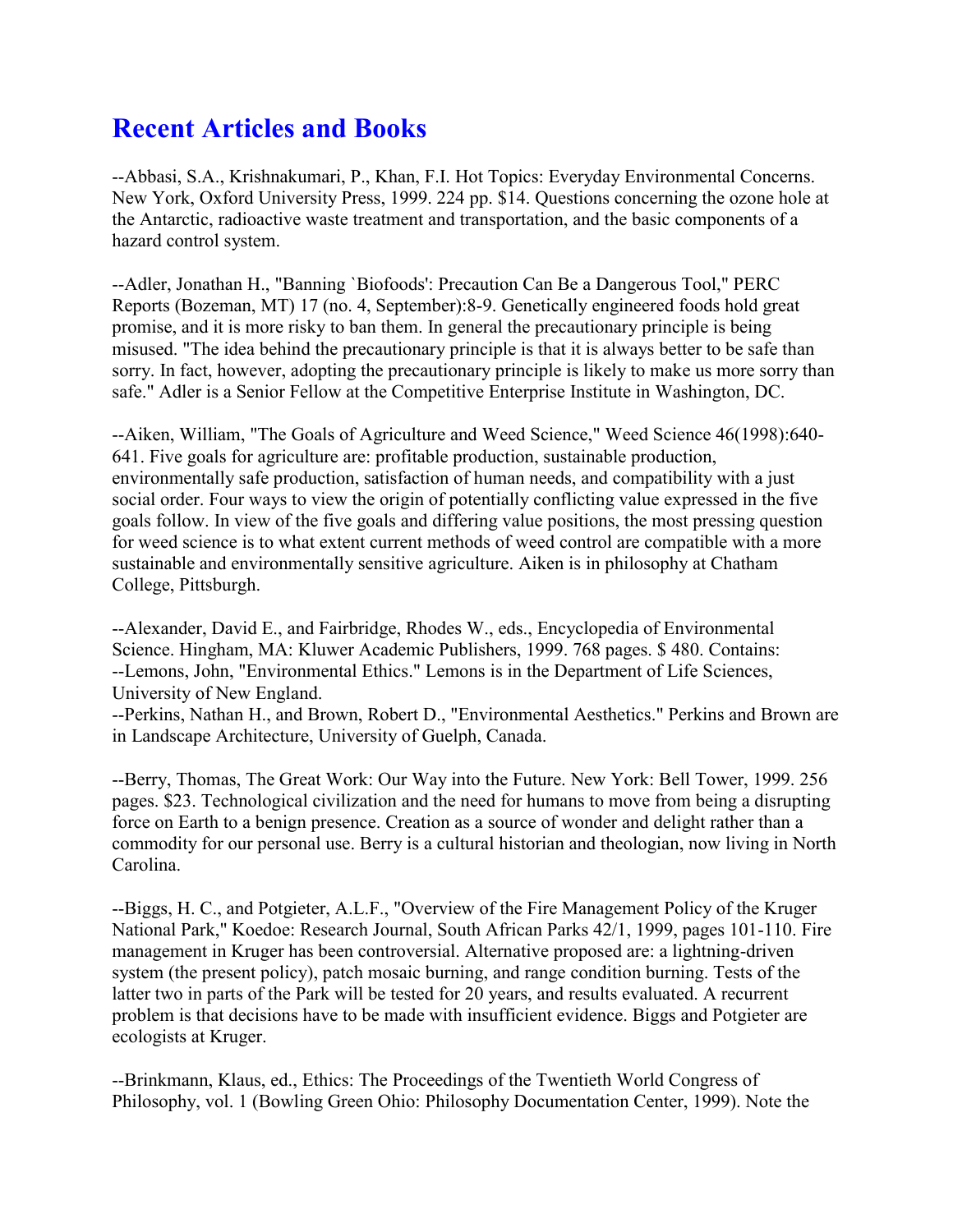# Recent Articles and Books

--Abbasi, S.A., Krishnakumari, P., Khan, F.I. Hot Topics: Everyday Environmental Concerns. New York, Oxford University Press, 1999. 224 pp. $14. Questions concerning the ozone hole at the Antarctic, radioactive waste treatment and transportation, and the basic components of a hazard control system.

--Adler, Jonathan H., "Banning `Biofoods': Precaution Can Be a Dangerous Tool," PERC Reports (Bozeman, MT) 17 (no. 4, September):8-9. Genetically engineered foods hold great promise, and it is more risky to ban them. In general the precautionary principle is being misused. "The idea behind the precautionary principle is that it is always better to be safe than sorry. In fact, however, adopting the precautionary principle is likely to make us more sorry than safe." Adler is a Senior Fellow at the Competitive Enterprise Institute in Washington, DC.

--Aiken, William, "The Goals of Agriculture and Weed Science," Weed Science 46(1998):640-641. Five goals for agriculture are: profitable production, sustainable production, environmentally safe production, satisfaction of human needs, and compatibility with a just social order. Four ways to view the origin of potentially conflicting value expressed in the five goals follow. In view of the five goals and differing value positions, the most pressing question for weed science is to what extent current methods of weed control are compatible with a more sustainable and environmentally sensitive agriculture. Aiken is in philosophy at Chatham College, Pittsburgh.

--Alexander, David E., and Fairbridge, Rhodes W., eds., Encyclopedia of Environmental Science. Hingham, MA: Kluwer Academic Publishers, 1999. 768 pages. $ 480. Contains:
--Lemons, John, "Environmental Ethics." Lemons is in the Department of Life Sciences, University of New England.
--Perkins, Nathan H., and Brown, Robert D., "Environmental Aesthetics." Perkins and Brown are in Landscape Architecture, University of Guelph, Canada.

--Berry, Thomas, The Great Work: Our Way into the Future. New York: Bell Tower, 1999. 256 pages. $23. Technological civilization and the need for humans to move from being a disrupting force on Earth to a benign presence. Creation as a source of wonder and delight rather than a commodity for our personal use. Berry is a cultural historian and theologian, now living in North Carolina.

--Biggs, H. C., and Potgieter, A.L.F., "Overview of the Fire Management Policy of the Kruger National Park," Koedoe: Research Journal, South African Parks 42/1, 1999, pages 101-110. Fire management in Kruger has been controversial. Alternative proposed are: a lightning-driven system (the present policy), patch mosaic burning, and range condition burning. Tests of the latter two in parts of the Park will be tested for 20 years, and results evaluated. A recurrent problem is that decisions have to be made with insufficient evidence. Biggs and Potgieter are ecologists at Kruger.

--Brinkmann, Klaus, ed., Ethics: The Proceedings of the Twentieth World Congress of Philosophy, vol. 1 (Bowling Green Ohio: Philosophy Documentation Center, 1999). Note the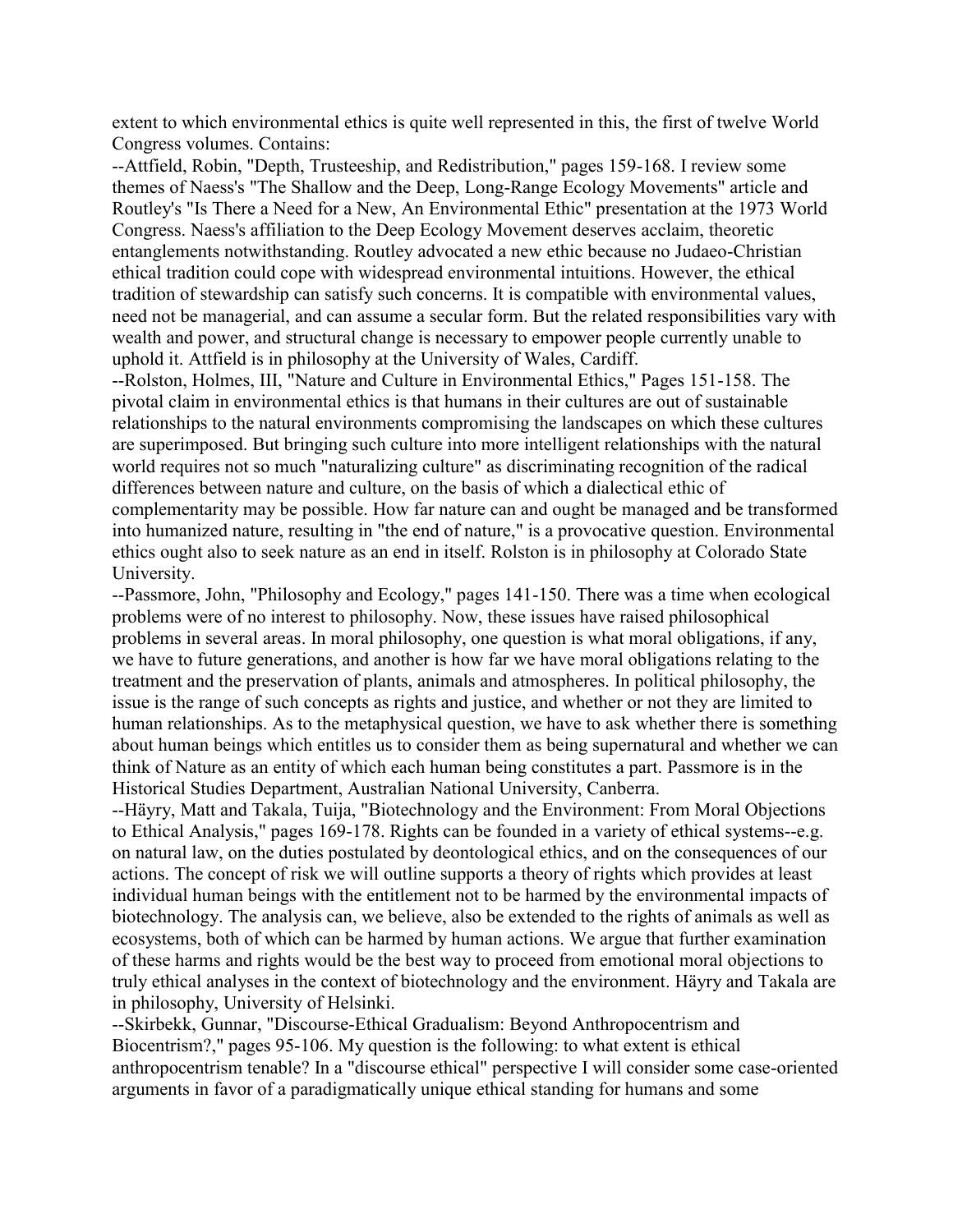extent to which environmental ethics is quite well represented in this, the first of twelve World Congress volumes. Contains:

--Attfield, Robin, "Depth, Trusteeship, and Redistribution," pages 159-168. I review some themes of Naess's "The Shallow and the Deep, Long-Range Ecology Movements" article and Routley's "Is There a Need for a New, An Environmental Ethic" presentation at the 1973 World Congress. Naess's affiliation to the Deep Ecology Movement deserves acclaim, theoretic entanglements notwithstanding. Routley advocated a new ethic because no Judaeo-Christian ethical tradition could cope with widespread environmental intuitions. However, the ethical tradition of stewardship can satisfy such concerns. It is compatible with environmental values, need not be managerial, and can assume a secular form. But the related responsibilities vary with wealth and power, and structural change is necessary to empower people currently unable to uphold it. Attfield is in philosophy at the University of Wales, Cardiff.

--Rolston, Holmes, III, "Nature and Culture in Environmental Ethics," Pages 151-158. The pivotal claim in environmental ethics is that humans in their cultures are out of sustainable relationships to the natural environments compromising the landscapes on which these cultures are superimposed. But bringing such culture into more intelligent relationships with the natural world requires not so much "naturalizing culture" as discriminating recognition of the radical differences between nature and culture, on the basis of which a dialectical ethic of complementarity may be possible. How far nature can and ought be managed and be transformed into humanized nature, resulting in "the end of nature," is a provocative question. Environmental ethics ought also to seek nature as an end in itself. Rolston is in philosophy at Colorado State University.

--Passmore, John, "Philosophy and Ecology," pages 141-150. There was a time when ecological problems were of no interest to philosophy. Now, these issues have raised philosophical problems in several areas. In moral philosophy, one question is what moral obligations, if any, we have to future generations, and another is how far we have moral obligations relating to the treatment and the preservation of plants, animals and atmospheres. In political philosophy, the issue is the range of such concepts as rights and justice, and whether or not they are limited to human relationships. As to the metaphysical question, we have to ask whether there is something about human beings which entitles us to consider them as being supernatural and whether we can think of Nature as an entity of which each human being constitutes a part. Passmore is in the Historical Studies Department, Australian National University, Canberra.

--Häyry, Matt and Takala, Tuija, "Biotechnology and the Environment: From Moral Objections to Ethical Analysis," pages 169-178. Rights can be founded in a variety of ethical systems--e.g. on natural law, on the duties postulated by deontological ethics, and on the consequences of our actions. The concept of risk we will outline supports a theory of rights which provides at least individual human beings with the entitlement not to be harmed by the environmental impacts of biotechnology. The analysis can, we believe, also be extended to the rights of animals as well as ecosystems, both of which can be harmed by human actions. We argue that further examination of these harms and rights would be the best way to proceed from emotional moral objections to truly ethical analyses in the context of biotechnology and the environment. Häyry and Takala are in philosophy, University of Helsinki.

--Skirbekk, Gunnar, "Discourse-Ethical Gradualism: Beyond Anthropocentrism and Biocentrism?," pages 95-106. My question is the following: to what extent is ethical anthropocentrism tenable? In a "discourse ethical" perspective I will consider some case-oriented arguments in favor of a paradigmatically unique ethical standing for humans and some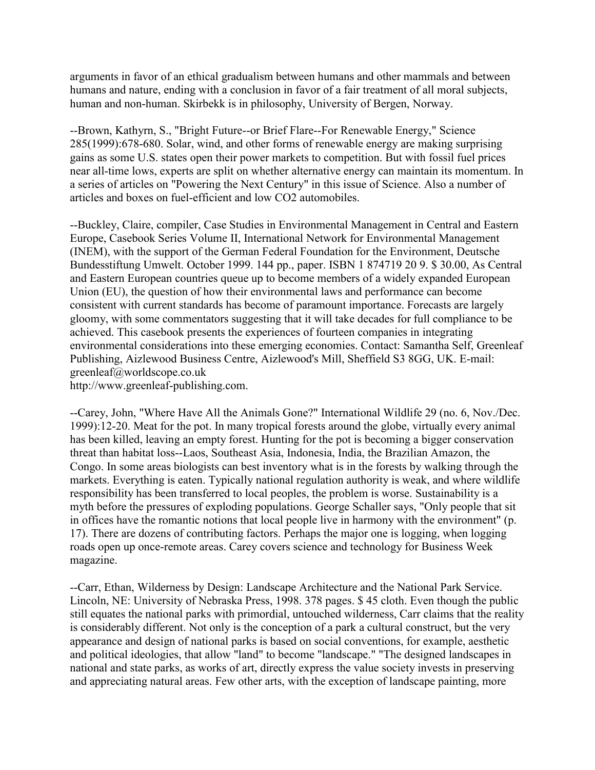arguments in favor of an ethical gradualism between humans and other mammals and between humans and nature, ending with a conclusion in favor of a fair treatment of all moral subjects, human and non-human. Skirbekk is in philosophy, University of Bergen, Norway.

--Brown, Kathyrn, S., "Bright Future--or Brief Flare--For Renewable Energy," Science 285(1999):678-680. Solar, wind, and other forms of renewable energy are making surprising gains as some U.S. states open their power markets to competition. But with fossil fuel prices near all-time lows, experts are split on whether alternative energy can maintain its momentum. In a series of articles on "Powering the Next Century" in this issue of Science. Also a number of articles and boxes on fuel-efficient and low $CO_2$ automobiles.

--Buckley, Claire, compiler, Case Studies in Environmental Management in Central and Eastern Europe, Casebook Series Volume II, International Network for Environmental Management (INEM), with the support of the German Federal Foundation for the Environment, Deutsche Bundesstiftung Umwelt. October 1999. 144 pp., paper. ISBN 1 874719 20 9. $ 30.00, As Central and Eastern European countries queue up to become members of a widely expanded European Union (EU), the question of how their environmental laws and performance can become consistent with current standards has become of paramount importance. Forecasts are largely gloomy, with some commentators suggesting that it will take decades for full compliance to be achieved. This casebook presents the experiences of fourteen companies in integrating environmental considerations into these emerging economies. Contact: Samantha Self, Greenleaf Publishing, Aizlewood Business Centre, Aizlewood's Mill, Sheffield S3 8GG, UK. E-mail: greenleaf@worldscope.co.uk
http://www.greenleaf-publishing.com.

--Carey, John, "Where Have All the Animals Gone?" International Wildlife 29 (no. 6, Nov./Dec. 1999):12-20. Meat for the pot. In many tropical forests around the globe, virtually every animal has been killed, leaving an empty forest. Hunting for the pot is becoming a bigger conservation threat than habitat loss--Laos, Southeast Asia, Indonesia, India, the Brazilian Amazon, the Congo. In some areas biologists can best inventory what is in the forests by walking through the markets. Everything is eaten. Typically national regulation authority is weak, and where wildlife responsibility has been transferred to local peoples, the problem is worse. Sustainability is a myth before the pressures of exploding populations. George Schaller says, "Only people that sit in offices have the romantic notions that local people live in harmony with the environment" (p. 17). There are dozens of contributing factors. Perhaps the major one is logging, when logging roads open up once-remote areas. Carey covers science and technology for Business Week magazine.

--Carr, Ethan, Wilderness by Design: Landscape Architecture and the National Park Service. Lincoln, NE: University of Nebraska Press, 1998. 378 pages. $ 45 cloth. Even though the public still equates the national parks with primordial, untouched wilderness, Carr claims that the reality is considerably different. Not only is the conception of a park a cultural construct, but the very appearance and design of national parks is based on social conventions, for example, aesthetic and political ideologies, that allow "land" to become "landscape." "The designed landscapes in national and state parks, as works of art, directly express the value society invests in preserving and appreciating natural areas. Few other arts, with the exception of landscape painting, more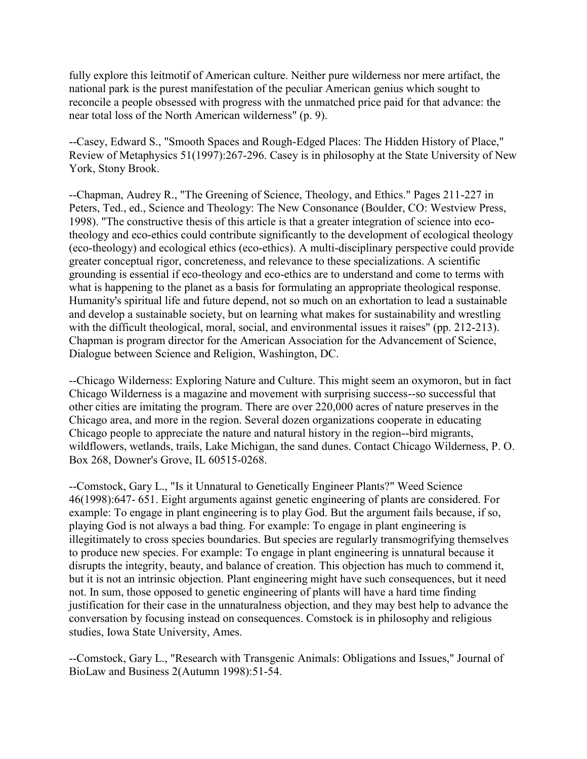fully explore this leitmotif of American culture. Neither pure wilderness nor mere artifact, the national park is the purest manifestation of the peculiar American genius which sought to reconcile a people obsessed with progress with the unmatched price paid for that advance: the near total loss of the North American wilderness" (p. 9).

--Casey, Edward S., "Smooth Spaces and Rough-Edged Places: The Hidden History of Place," Review of Metaphysics 51(1997):267-296. Casey is in philosophy at the State University of New York, Stony Brook.

--Chapman, Audrey R., "The Greening of Science, Theology, and Ethics." Pages 211-227 in Peters, Ted., ed., Science and Theology: The New Consonance (Boulder, CO: Westview Press, 1998). "The constructive thesis of this article is that a greater integration of science into eco-theology and eco-ethics could contribute significantly to the development of ecological theology (eco-theology) and ecological ethics (eco-ethics). A multi-disciplinary perspective could provide greater conceptual rigor, concreteness, and relevance to these specializations. A scientific grounding is essential if eco-theology and eco-ethics are to understand and come to terms with what is happening to the planet as a basis for formulating an appropriate theological response. Humanity's spiritual life and future depend, not so much on an exhortation to lead a sustainable and develop a sustainable society, but on learning what makes for sustainability and wrestling with the difficult theological, moral, social, and environmental issues it raises" (pp. 212-213). Chapman is program director for the American Association for the Advancement of Science, Dialogue between Science and Religion, Washington, DC.

--Chicago Wilderness: Exploring Nature and Culture. This might seem an oxymoron, but in fact Chicago Wilderness is a magazine and movement with surprising success--so successful that other cities are imitating the program. There are over 220,000 acres of nature preserves in the Chicago area, and more in the region. Several dozen organizations cooperate in educating Chicago people to appreciate the nature and natural history in the region--bird migrants, wildflowers, wetlands, trails, Lake Michigan, the sand dunes. Contact Chicago Wilderness, P. O. Box 268, Downer's Grove, IL 60515-0268.

--Comstock, Gary L., "Is it Unnatural to Genetically Engineer Plants?" Weed Science 46(1998):647- 651. Eight arguments against genetic engineering of plants are considered. For example: To engage in plant engineering is to play God. But the argument fails because, if so, playing God is not always a bad thing. For example: To engage in plant engineering is illegitimately to cross species boundaries. But species are regularly transmogrifying themselves to produce new species. For example: To engage in plant engineering is unnatural because it disrupts the integrity, beauty, and balance of creation. This objection has much to commend it, but it is not an intrinsic objection. Plant engineering might have such consequences, but it need not. In sum, those opposed to genetic engineering of plants will have a hard time finding justification for their case in the unnaturalness objection, and they may best help to advance the conversation by focusing instead on consequences. Comstock is in philosophy and religious studies, Iowa State University, Ames.

--Comstock, Gary L., "Research with Transgenic Animals: Obligations and Issues," Journal of BioLaw and Business 2(Autumn 1998):51-54.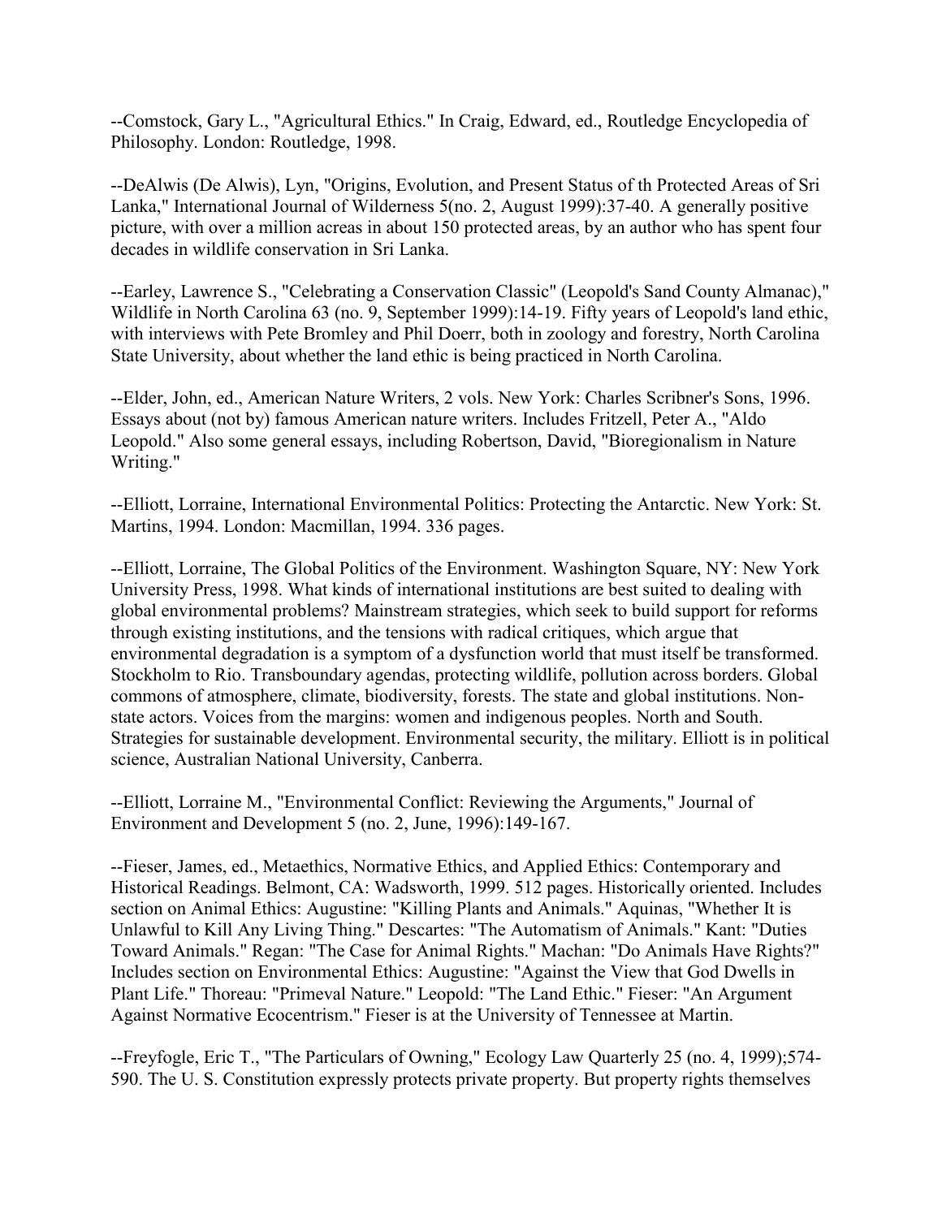--Comstock, Gary L., "Agricultural Ethics." In Craig, Edward, ed., Routledge Encyclopedia of Philosophy. London: Routledge, 1998.

--DeAlwis (De Alwis), Lyn, "Origins, Evolution, and Present Status of th Protected Areas of Sri Lanka," International Journal of Wilderness 5(no. 2, August 1999):37-40. A generally positive picture, with over a million acreas in about 150 protected areas, by an author who has spent four decades in wildlife conservation in Sri Lanka.

--Earley, Lawrence S., "Celebrating a Conservation Classic" (Leopold's Sand County Almanac)," Wildlife in North Carolina 63 (no. 9, September 1999):14-19. Fifty years of Leopold's land ethic, with interviews with Pete Bromley and Phil Doerr, both in zoology and forestry, North Carolina State University, about whether the land ethic is being practiced in North Carolina.

--Elder, John, ed., American Nature Writers, 2 vols. New York: Charles Scribner's Sons, 1996. Essays about (not by) famous American nature writers. Includes Fritzell, Peter A., "Aldo Leopold." Also some general essays, including Robertson, David, "Bioregionalism in Nature Writing."

--Elliott, Lorraine, International Environmental Politics: Protecting the Antarctic. New York: St. Martins, 1994. London: Macmillan, 1994. 336 pages.

--Elliott, Lorraine, The Global Politics of the Environment. Washington Square, NY: New York University Press, 1998. What kinds of international institutions are best suited to dealing with global environmental problems? Mainstream strategies, which seek to build support for reforms through existing institutions, and the tensions with radical critiques, which argue that environmental degradation is a symptom of a dysfunction world that must itself be transformed. Stockholm to Rio. Transboundary agendas, protecting wildlife, pollution across borders. Global commons of atmosphere, climate, biodiversity, forests. The state and global institutions. Non-state actors. Voices from the margins: women and indigenous peoples. North and South. Strategies for sustainable development. Environmental security, the military. Elliott is in political science, Australian National University, Canberra.

--Elliott, Lorraine M., "Environmental Conflict: Reviewing the Arguments," Journal of Environment and Development 5 (no. 2, June, 1996):149-167.

--Fieser, James, ed., Metaethics, Normative Ethics, and Applied Ethics: Contemporary and Historical Readings. Belmont, CA: Wadsworth, 1999. 512 pages. Historically oriented. Includes section on Animal Ethics: Augustine: "Killing Plants and Animals." Aquinas, "Whether It is Unlawful to Kill Any Living Thing." Descartes: "The Automatism of Animals." Kant: "Duties Toward Animals." Regan: "The Case for Animal Rights." Machan: "Do Animals Have Rights?" Includes section on Environmental Ethics: Augustine: "Against the View that God Dwells in Plant Life." Thoreau: "Primeval Nature." Leopold: "The Land Ethic." Fieser: "An Argument Against Normative Ecocentrism." Fieser is at the University of Tennessee at Martin.

--Freyfogle, Eric T., "The Particulars of Owning," Ecology Law Quarterly 25 (no. 4, 1999);574-590. The U. S. Constitution expressly protects private property. But property rights themselves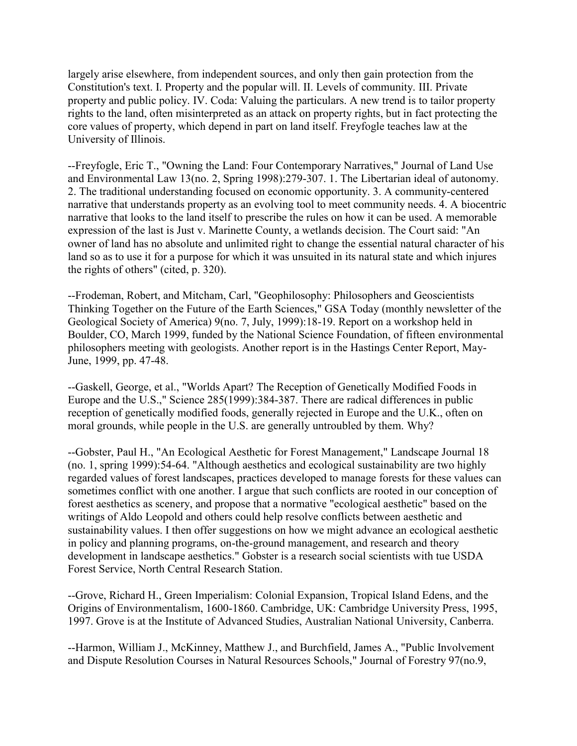largely arise elsewhere, from independent sources, and only then gain protection from the Constitution's text. I. Property and the popular will. II. Levels of community. III. Private property and public policy. IV. Coda: Valuing the particulars. A new trend is to tailor property rights to the land, often misinterpreted as an attack on property rights, but in fact protecting the core values of property, which depend in part on land itself. Freyfogle teaches law at the University of Illinois.

--Freyfogle, Eric T., "Owning the Land: Four Contemporary Narratives," Journal of Land Use and Environmental Law 13(no. 2, Spring 1998):279-307. 1. The Libertarian ideal of autonomy. 2. The traditional understanding focused on economic opportunity. 3. A community-centered narrative that understands property as an evolving tool to meet community needs. 4. A biocentric narrative that looks to the land itself to prescribe the rules on how it can be used. A memorable expression of the last is Just v. Marinette County, a wetlands decision. The Court said: "An owner of land has no absolute and unlimited right to change the essential natural character of his land so as to use it for a purpose for which it was unsuited in its natural state and which injures the rights of others" (cited, p. 320).

--Frodeman, Robert, and Mitcham, Carl, "Geophilosophy: Philosophers and Geoscientists Thinking Together on the Future of the Earth Sciences," GSA Today (monthly newsletter of the Geological Society of America) 9(no. 7, July, 1999):18-19. Report on a workshop held in Boulder, CO, March 1999, funded by the National Science Foundation, of fifteen environmental philosophers meeting with geologists. Another report is in the Hastings Center Report, May-June, 1999, pp. 47-48.

--Gaskell, George, et al., "Worlds Apart? The Reception of Genetically Modified Foods in Europe and the U.S.," Science 285(1999):384-387. There are radical differences in public reception of genetically modified foods, generally rejected in Europe and the U.K., often on moral grounds, while people in the U.S. are generally untroubled by them. Why?

--Gobster, Paul H., "An Ecological Aesthetic for Forest Management," Landscape Journal 18 (no. 1, spring 1999):54-64. "Although aesthetics and ecological sustainability are two highly regarded values of forest landscapes, practices developed to manage forests for these values can sometimes conflict with one another. I argue that such conflicts are rooted in our conception of forest aesthetics as scenery, and propose that a normative "ecological aesthetic" based on the writings of Aldo Leopold and others could help resolve conflicts between aesthetic and sustainability values. I then offer suggestions on how we might advance an ecological aesthetic in policy and planning programs, on-the-ground management, and research and theory development in landscape aesthetics." Gobster is a research social scientists with tue USDA Forest Service, North Central Research Station.

--Grove, Richard H., Green Imperialism: Colonial Expansion, Tropical Island Edens, and the Origins of Environmentalism, 1600-1860. Cambridge, UK: Cambridge University Press, 1995, 1997. Grove is at the Institute of Advanced Studies, Australian National University, Canberra.

--Harmon, William J., McKinney, Matthew J., and Burchfield, James A., "Public Involvement and Dispute Resolution Courses in Natural Resources Schools," Journal of Forestry 97(no.9,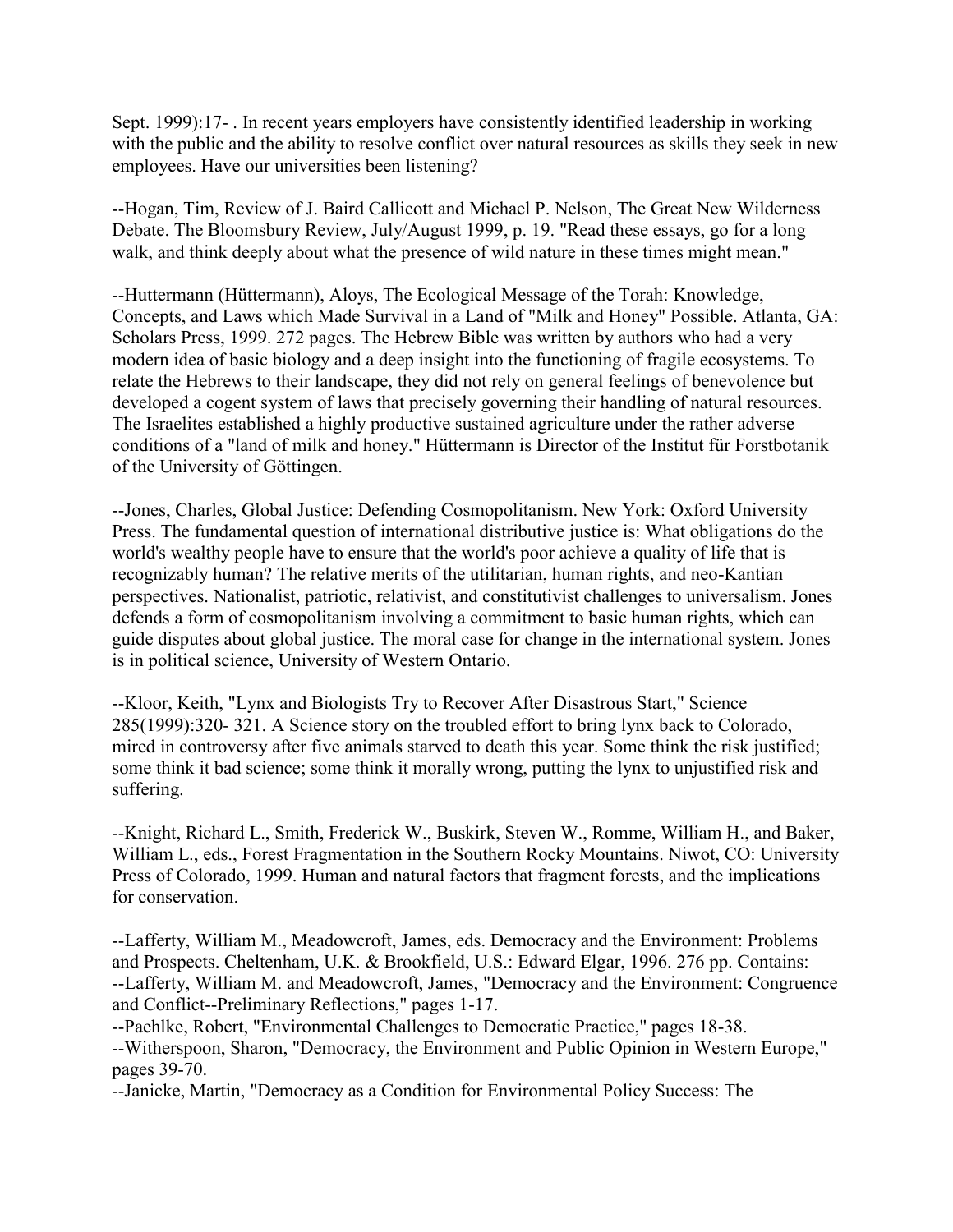Sept. 1999):17- . In recent years employers have consistently identified leadership in working with the public and the ability to resolve conflict over natural resources as skills they seek in new employees. Have our universities been listening?

--Hogan, Tim, Review of J. Baird Callicott and Michael P. Nelson, The Great New Wilderness Debate. The Bloomsbury Review, July/August 1999, p. 19. "Read these essays, go for a long walk, and think deeply about what the presence of wild nature in these times might mean."

--Huttermann (Hüttermann), Aloys, The Ecological Message of the Torah: Knowledge, Concepts, and Laws which Made Survival in a Land of "Milk and Honey" Possible. Atlanta, GA: Scholars Press, 1999. 272 pages. The Hebrew Bible was written by authors who had a very modern idea of basic biology and a deep insight into the functioning of fragile ecosystems. To relate the Hebrews to their landscape, they did not rely on general feelings of benevolence but developed a cogent system of laws that precisely governing their handling of natural resources. The Israelites established a highly productive sustained agriculture under the rather adverse conditions of a "land of milk and honey." Hüttermann is Director of the Institut für Forstbotanik of the University of Göttingen.

--Jones, Charles, Global Justice: Defending Cosmopolitanism. New York: Oxford University Press. The fundamental question of international distributive justice is: What obligations do the world's wealthy people have to ensure that the world's poor achieve a quality of life that is recognizably human? The relative merits of the utilitarian, human rights, and neo-Kantian perspectives. Nationalist, patriotic, relativist, and constitutivist challenges to universalism. Jones defends a form of cosmopolitanism involving a commitment to basic human rights, which can guide disputes about global justice. The moral case for change in the international system. Jones is in political science, University of Western Ontario.

--Kloor, Keith, "Lynx and Biologists Try to Recover After Disastrous Start," Science 285(1999):320- 321. A Science story on the troubled effort to bring lynx back to Colorado, mired in controversy after five animals starved to death this year. Some think the risk justified; some think it bad science; some think it morally wrong, putting the lynx to unjustified risk and suffering.

--Knight, Richard L., Smith, Frederick W., Buskirk, Steven W., Romme, William H., and Baker, William L., eds., Forest Fragmentation in the Southern Rocky Mountains. Niwot, CO: University Press of Colorado, 1999. Human and natural factors that fragment forests, and the implications for conservation.

--Lafferty, William M., Meadowcroft, James, eds. Democracy and the Environment: Problems and Prospects. Cheltenham, U.K. & Brookfield, U.S.: Edward Elgar, 1996. 276 pp. Contains:
--Lafferty, William M. and Meadowcroft, James, "Democracy and the Environment: Congruence and Conflict--Preliminary Reflections," pages 1-17.
--Paehlke, Robert, "Environmental Challenges to Democratic Practice," pages 18-38.
--Witherspoon, Sharon, "Democracy, the Environment and Public Opinion in Western Europe," pages 39-70.
--Janicke, Martin, "Democracy as a Condition for Environmental Policy Success: The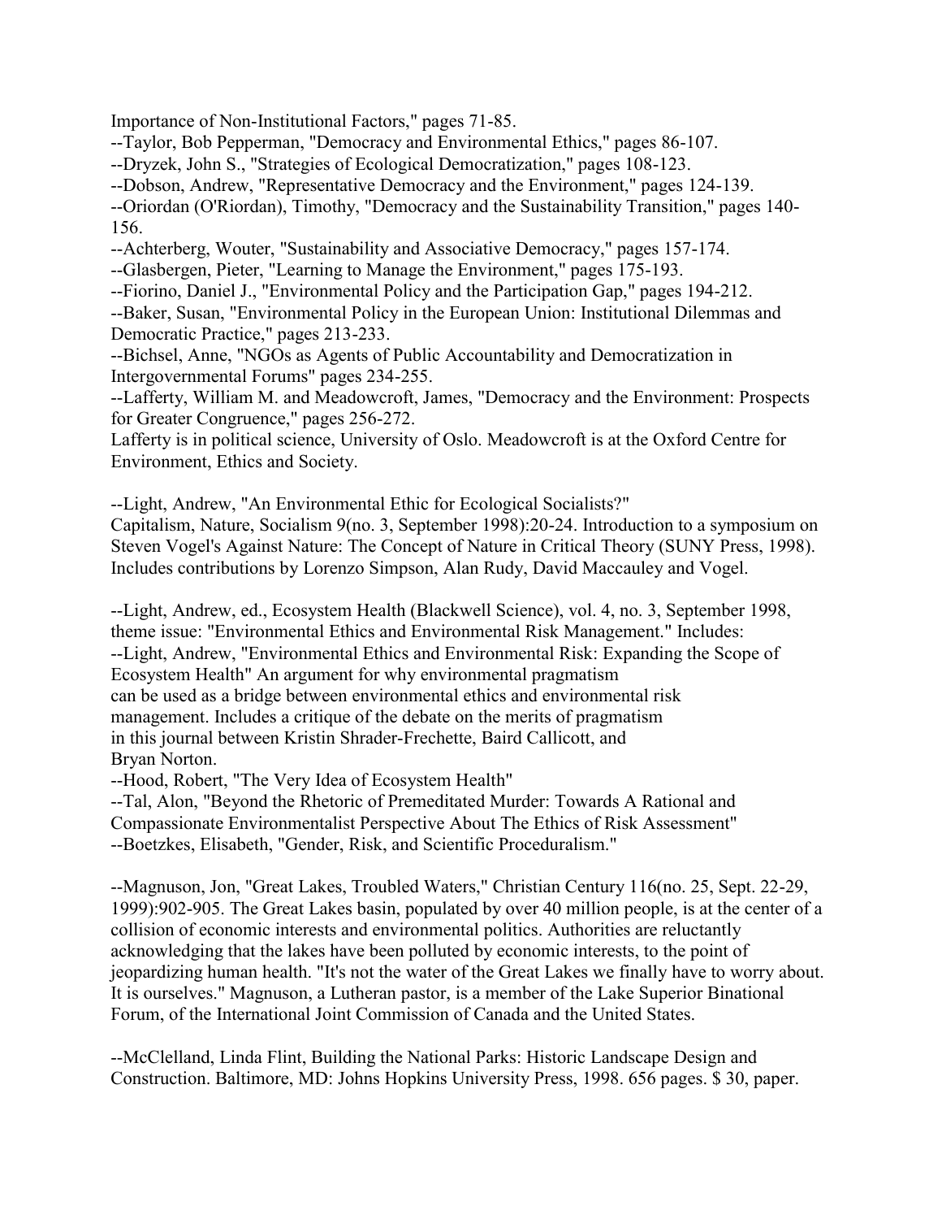Importance of Non-Institutional Factors," pages 71-85.

--Taylor, Bob Pepperman, "Democracy and Environmental Ethics," pages 86-107.

--Dryzek, John S., "Strategies of Ecological Democratization," pages 108-123.

--Dobson, Andrew, "Representative Democracy and the Environment," pages 124-139.

--Oriordan (O'Riordan), Timothy, "Democracy and the Sustainability Transition," pages 140-156.

--Achterberg, Wouter, "Sustainability and Associative Democracy," pages 157-174.

--Glasbergen, Pieter, "Learning to Manage the Environment," pages 175-193.

--Fiorino, Daniel J., "Environmental Policy and the Participation Gap," pages 194-212.

--Baker, Susan, "Environmental Policy in the European Union: Institutional Dilemmas and Democratic Practice," pages 213-233.

--Bichsel, Anne, "NGOs as Agents of Public Accountability and Democratization in Intergovernmental Forums" pages 234-255.

--Lafferty, William M. and Meadowcroft, James, "Democracy and the Environment: Prospects for Greater Congruence," pages 256-272.

Lafferty is in political science, University of Oslo. Meadowcroft is at the Oxford Centre for Environment, Ethics and Society.

--Light, Andrew, "An Environmental Ethic for Ecological Socialists?" Capitalism, Nature, Socialism 9(no. 3, September 1998):20-24. Introduction to a symposium on Steven Vogel's Against Nature: The Concept of Nature in Critical Theory (SUNY Press, 1998). Includes contributions by Lorenzo Simpson, Alan Rudy, David Maccauley and Vogel.

--Light, Andrew, ed., Ecosystem Health (Blackwell Science), vol. 4, no. 3, September 1998, theme issue: "Environmental Ethics and Environmental Risk Management." Includes:

--Light, Andrew, "Environmental Ethics and Environmental Risk: Expanding the Scope of Ecosystem Health" An argument for why environmental pragmatism can be used as a bridge between environmental ethics and environmental risk management. Includes a critique of the debate on the merits of pragmatism in this journal between Kristin Shrader-Frechette, Baird Callicott, and Bryan Norton.

--Hood, Robert, "The Very Idea of Ecosystem Health"

--Tal, Alon, "Beyond the Rhetoric of Premeditated Murder: Towards A Rational and Compassionate Environmentalist Perspective About The Ethics of Risk Assessment"

--Boetzkes, Elisabeth, "Gender, Risk, and Scientific Proceduralism."

--Magnuson, Jon, "Great Lakes, Troubled Waters," Christian Century 116(no. 25, Sept. 22-29, 1999):902-905. The Great Lakes basin, populated by over 40 million people, is at the center of a collision of economic interests and environmental politics. Authorities are reluctantly acknowledging that the lakes have been polluted by economic interests, to the point of jeopardizing human health. "It's not the water of the Great Lakes we finally have to worry about. It is ourselves." Magnuson, a Lutheran pastor, is a member of the Lake Superior Binational Forum, of the International Joint Commission of Canada and the United States.

--McClelland, Linda Flint, Building the National Parks: Historic Landscape Design and Construction. Baltimore, MD: Johns Hopkins University Press, 1998. 656 pages. $ 30, paper.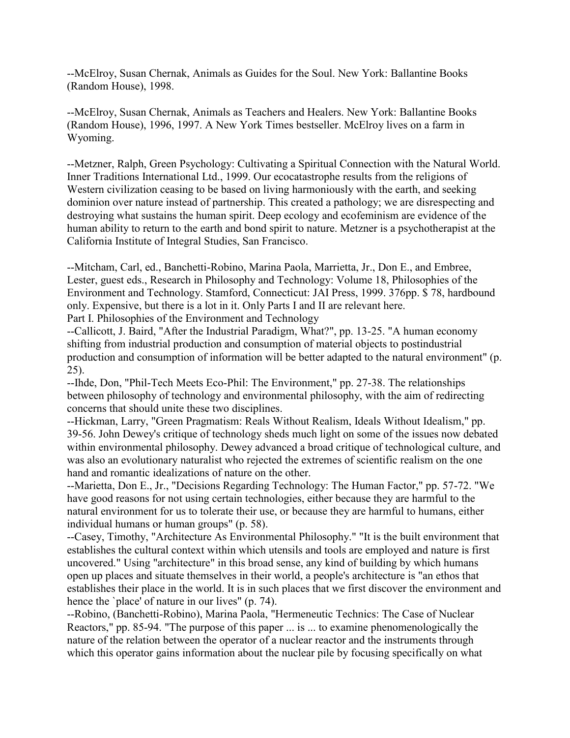--McElroy, Susan Chernak, Animals as Guides for the Soul. New York: Ballantine Books (Random House), 1998.

--McElroy, Susan Chernak, Animals as Teachers and Healers. New York: Ballantine Books (Random House), 1996, 1997. A New York Times bestseller. McElroy lives on a farm in Wyoming.

--Metzner, Ralph, Green Psychology: Cultivating a Spiritual Connection with the Natural World. Inner Traditions International Ltd., 1999. Our ecocatastrophe results from the religions of Western civilization ceasing to be based on living harmoniously with the earth, and seeking dominion over nature instead of partnership. This created a pathology; we are disrespecting and destroying what sustains the human spirit. Deep ecology and ecofeminism are evidence of the human ability to return to the earth and bond spirit to nature. Metzner is a psychotherapist at the California Institute of Integral Studies, San Francisco.

--Mitcham, Carl, ed., Banchetti-Robino, Marina Paola, Marrietta, Jr., Don E., and Embree, Lester, guest eds., Research in Philosophy and Technology: Volume 18, Philosophies of the Environment and Technology. Stamford, Connecticut: JAI Press, 1999. 376pp. $ 78, hardbound only. Expensive, but there is a lot in it. Only Parts I and II are relevant here.

Part I. Philosophies of the Environment and Technology

--Callicott, J. Baird, "After the Industrial Paradigm, What?", pp. 13-25. "A human economy shifting from industrial production and consumption of material objects to postindustrial production and consumption of information will be better adapted to the natural environment" (p. 25).

--Ihde, Don, "Phil-Tech Meets Eco-Phil: The Environment," pp. 27-38. The relationships between philosophy of technology and environmental philosophy, with the aim of redirecting concerns that should unite these two disciplines.

--Hickman, Larry, "Green Pragmatism: Reals Without Realism, Ideals Without Idealism," pp. 39-56. John Dewey's critique of technology sheds much light on some of the issues now debated within environmental philosophy. Dewey advanced a broad critique of technological culture, and was also an evolutionary naturalist who rejected the extremes of scientific realism on the one hand and romantic idealizations of nature on the other.

--Marietta, Don E., Jr., "Decisions Regarding Technology: The Human Factor," pp. 57-72. "We have good reasons for not using certain technologies, either because they are harmful to the natural environment for us to tolerate their use, or because they are harmful to humans, either individual humans or human groups" (p. 58).

--Casey, Timothy, "Architecture As Environmental Philosophy." "It is the built environment that establishes the cultural context within which utensils and tools are employed and nature is first uncovered." Using "architecture" in this broad sense, any kind of building by which humans open up places and situate themselves in their world, a people's architecture is "an ethos that establishes their place in the world. It is in such places that we first discover the environment and hence the `place' of nature in our lives" (p. 74).

--Robino, (Banchetti-Robino), Marina Paola, "Hermeneutic Technics: The Case of Nuclear Reactors," pp. 85-94. "The purpose of this paper ... is ... to examine phenomenologically the nature of the relation between the operator of a nuclear reactor and the instruments through which this operator gains information about the nuclear pile by focusing specifically on what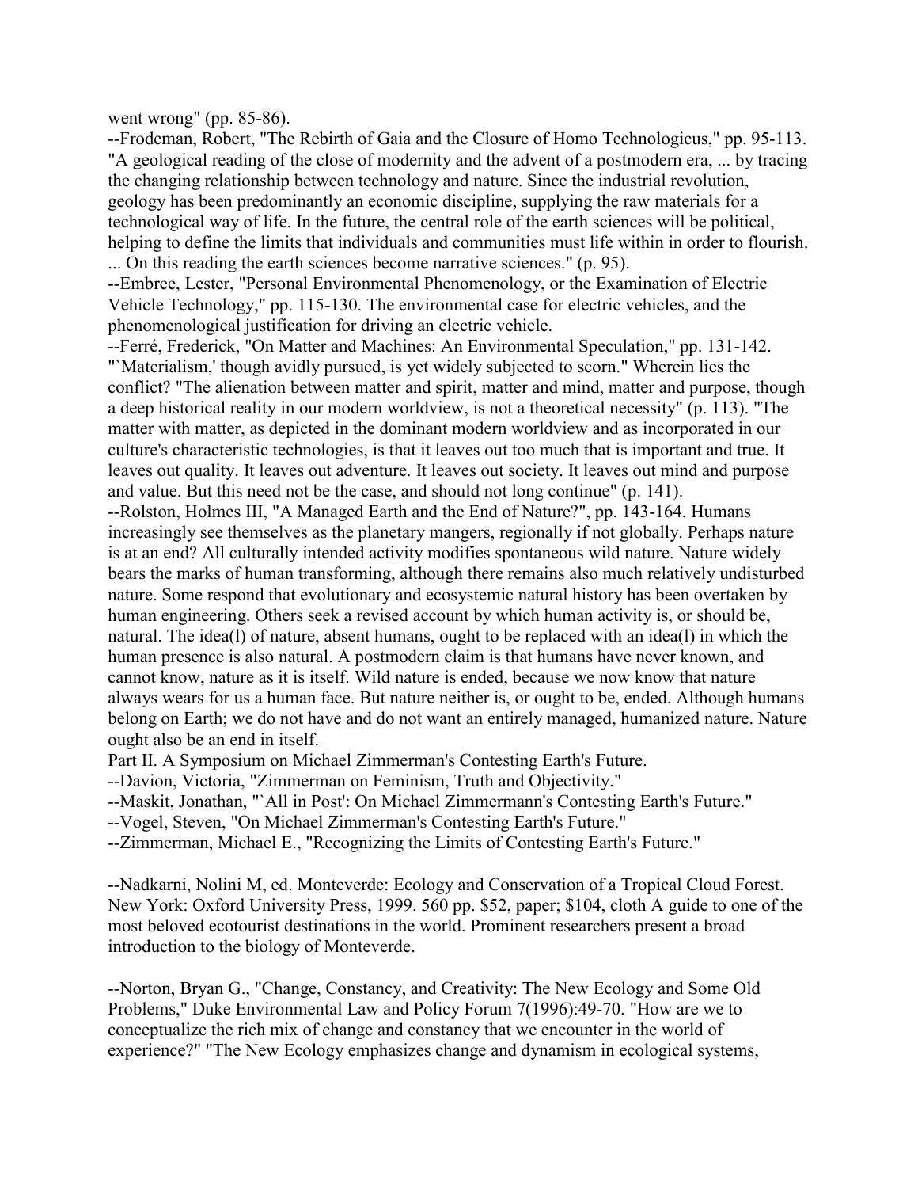went wrong" (pp. 85-86).

--Frodeman, Robert, "The Rebirth of Gaia and the Closure of Homo Technologicus," pp. 95-113. "A geological reading of the close of modernity and the advent of a postmodern era, ... by tracing the changing relationship between technology and nature. Since the industrial revolution, geology has been predominantly an economic discipline, supplying the raw materials for a technological way of life. In the future, the central role of the earth sciences will be political, helping to define the limits that individuals and communities must life within in order to flourish. ... On this reading the earth sciences become narrative sciences." (p. 95).

--Embree, Lester, "Personal Environmental Phenomenology, or the Examination of Electric Vehicle Technology," pp. 115-130. The environmental case for electric vehicles, and the phenomenological justification for driving an electric vehicle.

--Ferré, Frederick, "On Matter and Machines: An Environmental Speculation," pp. 131-142. "`Materialism,' though avidly pursued, is yet widely subjected to scorn." Wherein lies the conflict? "The alienation between matter and spirit, matter and mind, matter and purpose, though a deep historical reality in our modern worldview, is not a theoretical necessity" (p. 113). "The matter with matter, as depicted in the dominant modern worldview and as incorporated in our culture's characteristic technologies, is that it leaves out too much that is important and true. It leaves out quality. It leaves out adventure. It leaves out society. It leaves out mind and purpose and value. But this need not be the case, and should not long continue" (p. 141).

--Rolston, Holmes III, "A Managed Earth and the End of Nature?", pp. 143-164. Humans increasingly see themselves as the planetary mangers, regionally if not globally. Perhaps nature is at an end? All culturally intended activity modifies spontaneous wild nature. Nature widely bears the marks of human transforming, although there remains also much relatively undisturbed nature. Some respond that evolutionary and ecosystemic natural history has been overtaken by human engineering. Others seek a revised account by which human activity is, or should be, natural. The idea(l) of nature, absent humans, ought to be replaced with an idea(l) in which the human presence is also natural. A postmodern claim is that humans have never known, and cannot know, nature as it is itself. Wild nature is ended, because we now know that nature always wears for us a human face. But nature neither is, or ought to be, ended. Although humans belong on Earth; we do not have and do not want an entirely managed, humanized nature. Nature ought also be an end in itself.

Part II. A Symposium on Michael Zimmerman's Contesting Earth's Future.

--Davion, Victoria, "Zimmerman on Feminism, Truth and Objectivity."

--Maskit, Jonathan, "`All in Post': On Michael Zimmermann's Contesting Earth's Future."

--Vogel, Steven, "On Michael Zimmerman's Contesting Earth's Future."

--Zimmerman, Michael E., "Recognizing the Limits of Contesting Earth's Future."

--Nadkarni, Nolini M, ed. Monteverde: Ecology and Conservation of a Tropical Cloud Forest. New York: Oxford University Press, 1999. 560 pp. $52, paper; $104, cloth A guide to one of the most beloved ecotourist destinations in the world. Prominent researchers present a broad introduction to the biology of Monteverde.

--Norton, Bryan G., "Change, Constancy, and Creativity: The New Ecology and Some Old Problems," Duke Environmental Law and Policy Forum 7(1996):49-70. "How are we to conceptualize the rich mix of change and constancy that we encounter in the world of experience?" "The New Ecology emphasizes change and dynamism in ecological systems,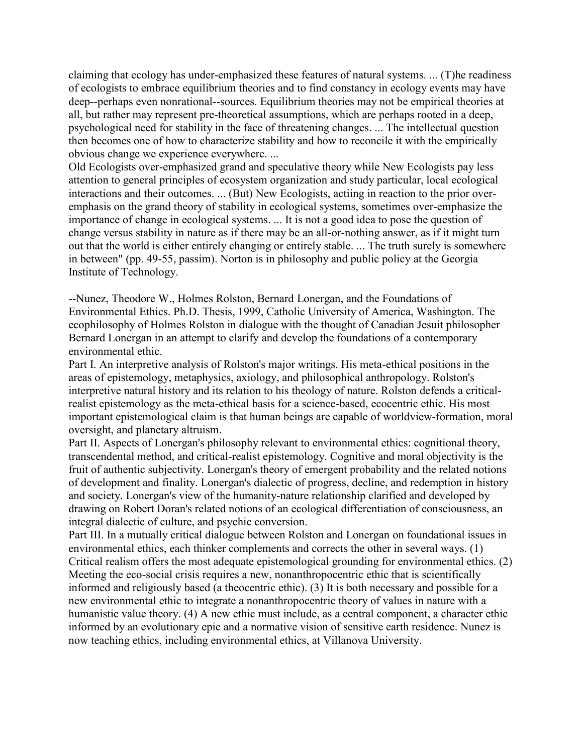claiming that ecology has under-emphasized these features of natural systems. ... (T)he readiness of ecologists to embrace equilibrium theories and to find constancy in ecology events may have deep--perhaps even nonrational--sources. Equilibrium theories may not be empirical theories at all, but rather may represent pre-theoretical assumptions, which are perhaps rooted in a deep, psychological need for stability in the face of threatening changes. ... The intellectual question then becomes one of how to characterize stability and how to reconcile it with the empirically obvious change we experience everywhere. ...

Old Ecologists over-emphasized grand and speculative theory while New Ecologists pay less attention to general principles of ecosystem organization and study particular, local ecological interactions and their outcomes. ... (But) New Ecologists, actiing in reaction to the prior over-emphasis on the grand theory of stability in ecological systems, sometimes over-emphasize the importance of change in ecological systems. ... It is not a good idea to pose the question of change versus stability in nature as if there may be an all-or-nothing answer, as if it might turn out that the world is either entirely changing or entirely stable. ... The truth surely is somewhere in between" (pp. 49-55, passim). Norton is in philosophy and public policy at the Georgia Institute of Technology.

--Nunez, Theodore W., Holmes Rolston, Bernard Lonergan, and the Foundations of Environmental Ethics. Ph.D. Thesis, 1999, Catholic University of America, Washington. The ecophilosophy of Holmes Rolston in dialogue with the thought of Canadian Jesuit philosopher Bernard Lonergan in an attempt to clarify and develop the foundations of a contemporary environmental ethic.

Part I. An interpretive analysis of Rolston's major writings. His meta-ethical positions in the areas of epistemology, metaphysics, axiology, and philosophical anthropology. Rolston's interpretive natural history and its relation to his theology of nature. Rolston defends a critical-realist epistemology as the meta-ethical basis for a science-based, ecocentric ethic. His most important epistemological claim is that human beings are capable of worldview-formation, moral oversight, and planetary altruism.

Part II. Aspects of Lonergan's philosophy relevant to environmental ethics: cognitional theory, transcendental method, and critical-realist epistemology. Cognitive and moral objectivity is the fruit of authentic subjectivity. Lonergan's theory of emergent probability and the related notions of development and finality. Lonergan's dialectic of progress, decline, and redemption in history and society. Lonergan's view of the humanity-nature relationship clarified and developed by drawing on Robert Doran's related notions of an ecological differentiation of consciousness, an integral dialectic of culture, and psychic conversion.

Part III. In a mutually critical dialogue between Rolston and Lonergan on foundational issues in environmental ethics, each thinker complements and corrects the other in several ways. (1) Critical realism offers the most adequate epistemological grounding for environmental ethics. (2) Meeting the eco-social crisis requires a new, nonanthropocentric ethic that is scientifically informed and religiously based (a theocentric ethic). (3) It is both necessary and possible for a new environmental ethic to integrate a nonanthropocentric theory of values in nature with a humanistic value theory. (4) A new ethic must include, as a central component, a character ethic informed by an evolutionary epic and a normative vision of sensitive earth residence. Nunez is now teaching ethics, including environmental ethics, at Villanova University.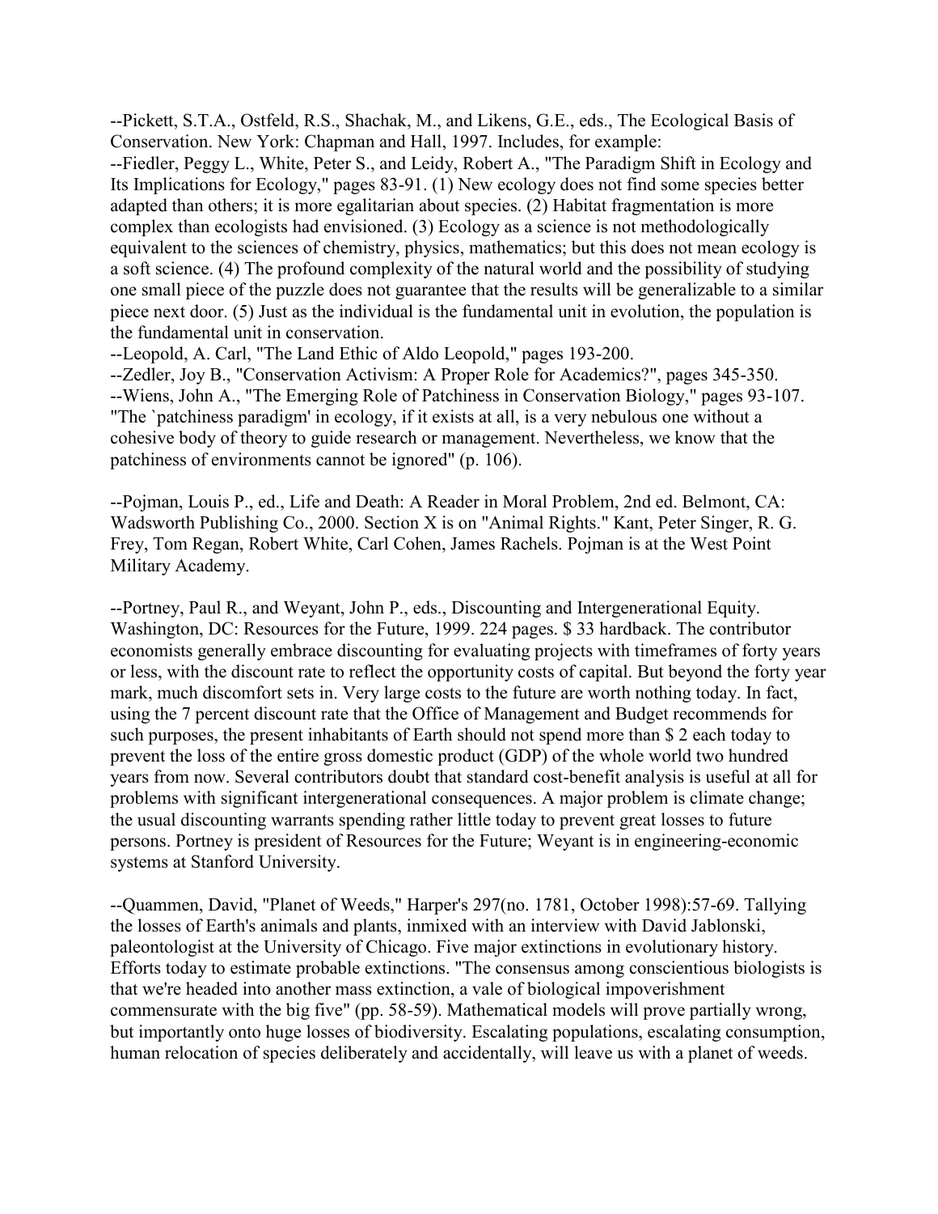--Pickett, S.T.A., Ostfeld, R.S., Shachak, M., and Likens, G.E., eds., The Ecological Basis of Conservation. New York: Chapman and Hall, 1997. Includes, for example:

--Fiedler, Peggy L., White, Peter S., and Leidy, Robert A., "The Paradigm Shift in Ecology and Its Implications for Ecology," pages 83-91. (1) New ecology does not find some species better adapted than others; it is more egalitarian about species. (2) Habitat fragmentation is more complex than ecologists had envisioned. (3) Ecology as a science is not methodologically equivalent to the sciences of chemistry, physics, mathematics; but this does not mean ecology is a soft science. (4) The profound complexity of the natural world and the possibility of studying one small piece of the puzzle does not guarantee that the results will be generalizable to a similar piece next door. (5) Just as the individual is the fundamental unit in evolution, the population is the fundamental unit in conservation.

--Leopold, A. Carl, "The Land Ethic of Aldo Leopold," pages 193-200.

--Zedler, Joy B., "Conservation Activism: A Proper Role for Academics?", pages 345-350.

--Wiens, John A., "The Emerging Role of Patchiness in Conservation Biology," pages 93-107. "The `patchiness paradigm' in ecology, if it exists at all, is a very nebulous one without a cohesive body of theory to guide research or management. Nevertheless, we know that the patchiness of environments cannot be ignored" (p. 106).

--Pojman, Louis P., ed., Life and Death: A Reader in Moral Problem, 2nd ed. Belmont, CA: Wadsworth Publishing Co., 2000. Section X is on "Animal Rights." Kant, Peter Singer, R. G. Frey, Tom Regan, Robert White, Carl Cohen, James Rachels. Pojman is at the West Point Military Academy.

--Portney, Paul R., and Weyant, John P., eds., Discounting and Intergenerational Equity. Washington, DC: Resources for the Future, 1999. 224 pages. $ 33 hardback. The contributor economists generally embrace discounting for evaluating projects with timeframes of forty years or less, with the discount rate to reflect the opportunity costs of capital. But beyond the forty year mark, much discomfort sets in. Very large costs to the future are worth nothing today. In fact, using the 7 percent discount rate that the Office of Management and Budget recommends for such purposes, the present inhabitants of Earth should not spend more than $ 2 each today to prevent the loss of the entire gross domestic product (GDP) of the whole world two hundred years from now. Several contributors doubt that standard cost-benefit analysis is useful at all for problems with significant intergenerational consequences. A major problem is climate change; the usual discounting warrants spending rather little today to prevent great losses to future persons. Portney is president of Resources for the Future; Weyant is in engineering-economic systems at Stanford University.

--Quammen, David, "Planet of Weeds," Harper's 297(no. 1781, October 1998):57-69. Tallying the losses of Earth's animals and plants, inmixed with an interview with David Jablonski, paleontologist at the University of Chicago. Five major extinctions in evolutionary history. Efforts today to estimate probable extinctions. "The consensus among conscientious biologists is that we're headed into another mass extinction, a vale of biological impoverishment commensurate with the big five" (pp. 58-59). Mathematical models will prove partially wrong, but importantly onto huge losses of biodiversity. Escalating populations, escalating consumption, human relocation of species deliberately and accidentally, will leave us with a planet of weeds.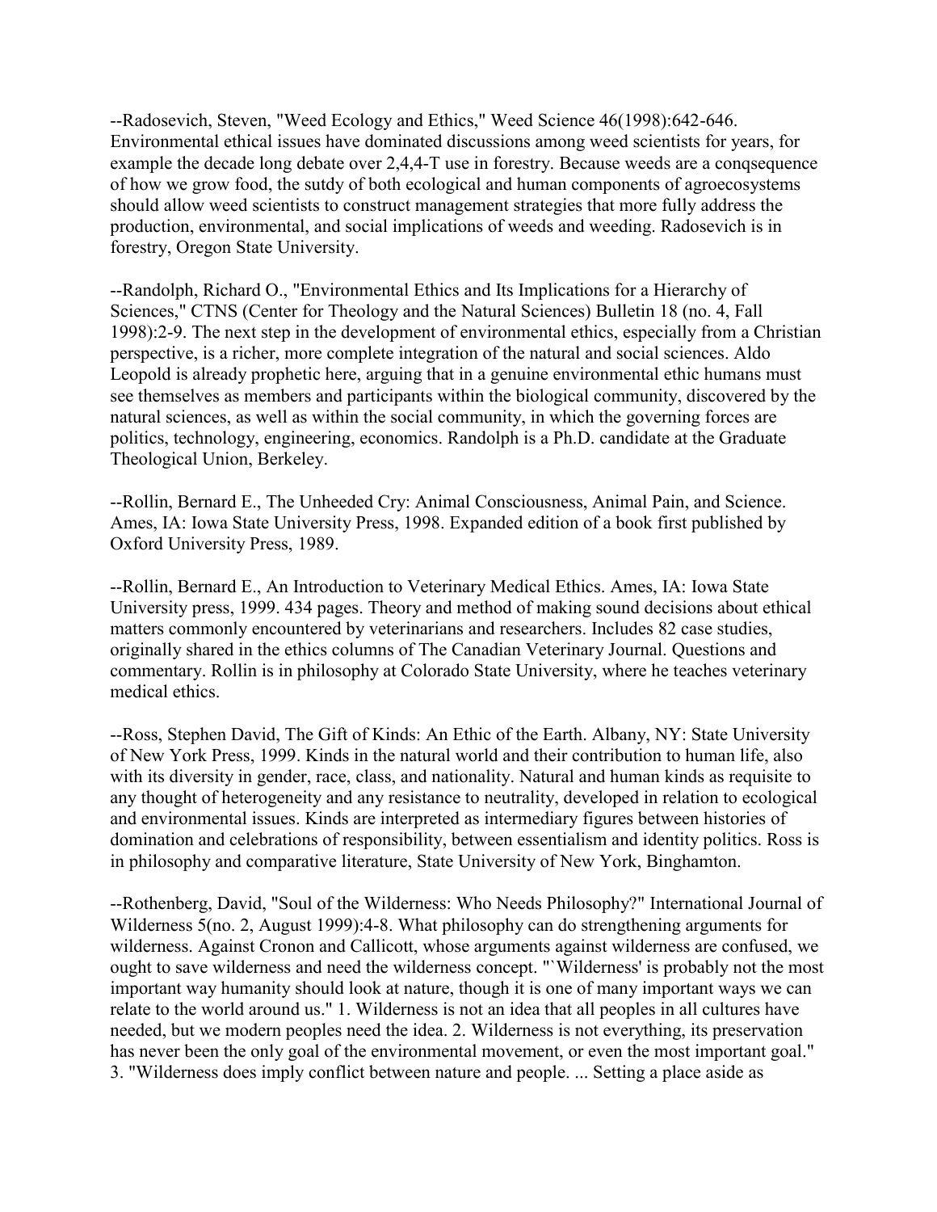--Radosevich, Steven, "Weed Ecology and Ethics," Weed Science 46(1998):642-646. Environmental ethical issues have dominated discussions among weed scientists for years, for example the decade long debate over 2,4,4-T use in forestry. Because weeds are a conqsequence of how we grow food, the sutdy of both ecological and human components of agroecosystems should allow weed scientists to construct management strategies that more fully address the production, environmental, and social implications of weeds and weeding. Radosevich is in forestry, Oregon State University.

--Randolph, Richard O., "Environmental Ethics and Its Implications for a Hierarchy of Sciences," CTNS (Center for Theology and the Natural Sciences) Bulletin 18 (no. 4, Fall 1998):2-9. The next step in the development of environmental ethics, especially from a Christian perspective, is a richer, more complete integration of the natural and social sciences. Aldo Leopold is already prophetic here, arguing that in a genuine environmental ethic humans must see themselves as members and participants within the biological community, discovered by the natural sciences, as well as within the social community, in which the governing forces are politics, technology, engineering, economics. Randolph is a Ph.D. candidate at the Graduate Theological Union, Berkeley.

--Rollin, Bernard E., The Unheeded Cry: Animal Consciousness, Animal Pain, and Science. Ames, IA: Iowa State University Press, 1998. Expanded edition of a book first published by Oxford University Press, 1989.

--Rollin, Bernard E., An Introduction to Veterinary Medical Ethics. Ames, IA: Iowa State University press, 1999. 434 pages. Theory and method of making sound decisions about ethical matters commonly encountered by veterinarians and researchers. Includes 82 case studies, originally shared in the ethics columns of The Canadian Veterinary Journal. Questions and commentary. Rollin is in philosophy at Colorado State University, where he teaches veterinary medical ethics.

--Ross, Stephen David, The Gift of Kinds: An Ethic of the Earth. Albany, NY: State University of New York Press, 1999. Kinds in the natural world and their contribution to human life, also with its diversity in gender, race, class, and nationality. Natural and human kinds as requisite to any thought of heterogeneity and any resistance to neutrality, developed in relation to ecological and environmental issues. Kinds are interpreted as intermediary figures between histories of domination and celebrations of responsibility, between essentialism and identity politics. Ross is in philosophy and comparative literature, State University of New York, Binghamton.

--Rothenberg, David, "Soul of the Wilderness: Who Needs Philosophy?" International Journal of Wilderness 5(no. 2, August 1999):4-8. What philosophy can do strengthening arguments for wilderness. Against Cronon and Callicott, whose arguments against wilderness are confused, we ought to save wilderness and need the wilderness concept. "`Wilderness' is probably not the most important way humanity should look at nature, though it is one of many important ways we can relate to the world around us." 1. Wilderness is not an idea that all peoples in all cultures have needed, but we modern peoples need the idea. 2. Wilderness is not everything, its preservation has never been the only goal of the environmental movement, or even the most important goal." 3. "Wilderness does imply conflict between nature and people. ... Setting a place aside as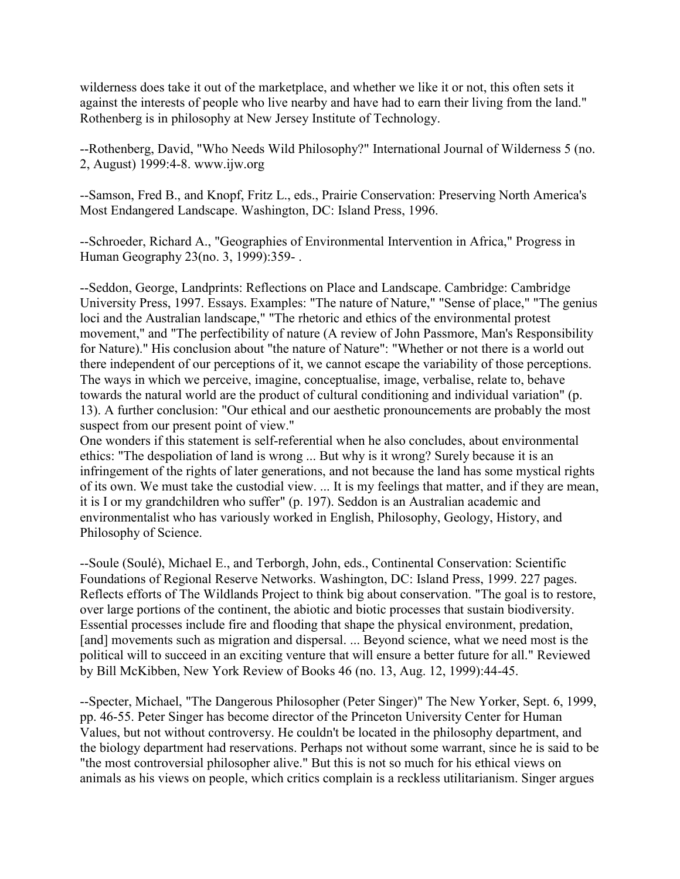wilderness does take it out of the marketplace, and whether we like it or not, this often sets it against the interests of people who live nearby and have had to earn their living from the land." Rothenberg is in philosophy at New Jersey Institute of Technology.

--Rothenberg, David, "Who Needs Wild Philosophy?" International Journal of Wilderness 5 (no. 2, August) 1999:4-8. www.ijw.org

--Samson, Fred B., and Knopf, Fritz L., eds., Prairie Conservation: Preserving North America's Most Endangered Landscape. Washington, DC: Island Press, 1996.

--Schroeder, Richard A., "Geographies of Environmental Intervention in Africa," Progress in Human Geography 23(no. 3, 1999):359- .

--Seddon, George, Landprints: Reflections on Place and Landscape. Cambridge: Cambridge University Press, 1997. Essays. Examples: "The nature of Nature," "Sense of place," "The genius loci and the Australian landscape," "The rhetoric and ethics of the environmental protest movement," and "The perfectibility of nature (A review of John Passmore, Man's Responsibility for Nature)." His conclusion about "the nature of Nature": "Whether or not there is a world out there independent of our perceptions of it, we cannot escape the variability of those perceptions. The ways in which we perceive, imagine, conceptualise, image, verbalise, relate to, behave towards the natural world are the product of cultural conditioning and individual variation" (p. 13). A further conclusion: "Our ethical and our aesthetic pronouncements are probably the most suspect from our present point of view."
One wonders if this statement is self-referential when he also concludes, about environmental ethics: "The despoliation of land is wrong ... But why is it wrong? Surely because it is an infringement of the rights of later generations, and not because the land has some mystical rights of its own. We must take the custodial view. ... It is my feelings that matter, and if they are mean, it is I or my grandchildren who suffer" (p. 197). Seddon is an Australian academic and environmentalist who has variously worked in English, Philosophy, Geology, History, and Philosophy of Science.

--Soule (Soulé), Michael E., and Terborgh, John, eds., Continental Conservation: Scientific Foundations of Regional Reserve Networks. Washington, DC: Island Press, 1999. 227 pages. Reflects efforts of The Wildlands Project to think big about conservation. "The goal is to restore, over large portions of the continent, the abiotic and biotic processes that sustain biodiversity. Essential processes include fire and flooding that shape the physical environment, predation, [and] movements such as migration and dispersal. ... Beyond science, what we need most is the political will to succeed in an exciting venture that will ensure a better future for all." Reviewed by Bill McKibben, New York Review of Books 46 (no. 13, Aug. 12, 1999):44-45.

--Specter, Michael, "The Dangerous Philosopher (Peter Singer)" The New Yorker, Sept. 6, 1999, pp. 46-55. Peter Singer has become director of the Princeton University Center for Human Values, but not without controversy. He couldn't be located in the philosophy department, and the biology department had reservations. Perhaps not without some warrant, since he is said to be "the most controversial philosopher alive." But this is not so much for his ethical views on animals as his views on people, which critics complain is a reckless utilitarianism. Singer argues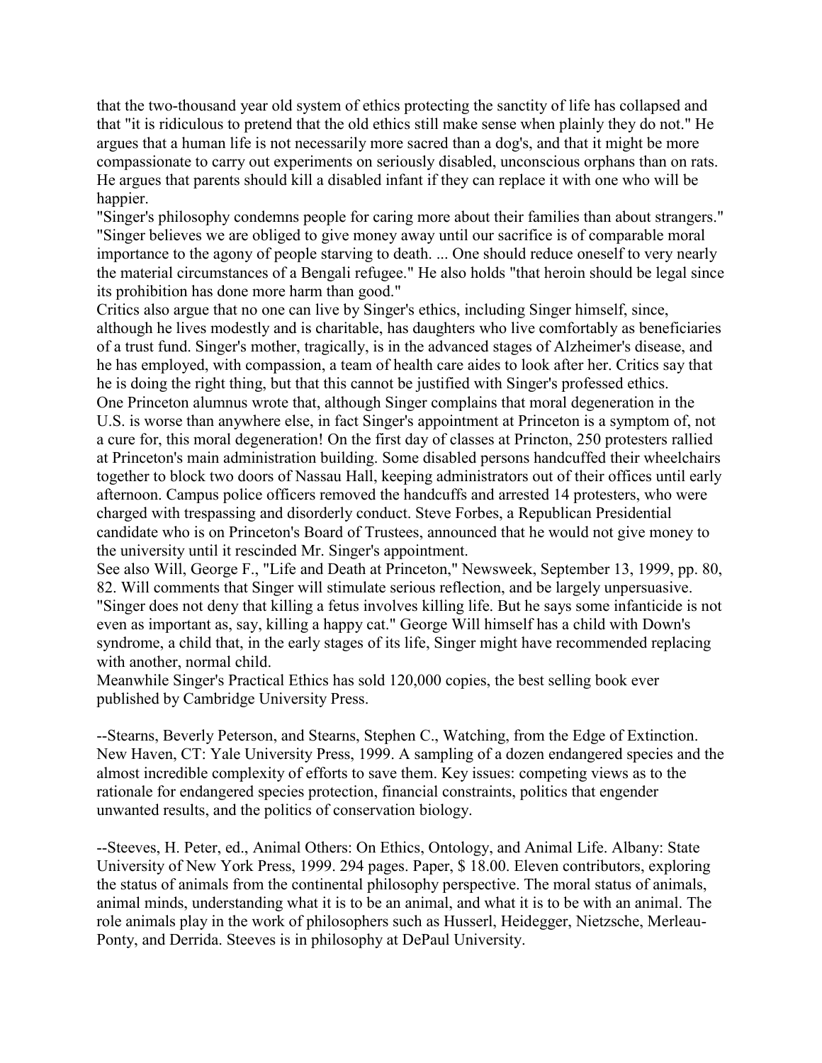that the two-thousand year old system of ethics protecting the sanctity of life has collapsed and that "it is ridiculous to pretend that the old ethics still make sense when plainly they do not." He argues that a human life is not necessarily more sacred than a dog's, and that it might be more compassionate to carry out experiments on seriously disabled, unconscious orphans than on rats. He argues that parents should kill a disabled infant if they can replace it with one who will be happier.

"Singer's philosophy condemns people for caring more about their families than about strangers." "Singer believes we are obliged to give money away until our sacrifice is of comparable moral importance to the agony of people starving to death. ... One should reduce oneself to very nearly the material circumstances of a Bengali refugee." He also holds "that heroin should be legal since its prohibition has done more harm than good."

Critics also argue that no one can live by Singer's ethics, including Singer himself, since, although he lives modestly and is charitable, has daughters who live comfortably as beneficiaries of a trust fund. Singer's mother, tragically, is in the advanced stages of Alzheimer's disease, and he has employed, with compassion, a team of health care aides to look after her. Critics say that he is doing the right thing, but that this cannot be justified with Singer's professed ethics.

One Princeton alumnus wrote that, although Singer complains that moral degeneration in the U.S. is worse than anywhere else, in fact Singer's appointment at Princeton is a symptom of, not a cure for, this moral degeneration! On the first day of classes at Princton, 250 protesters rallied at Princeton's main administration building. Some disabled persons handcuffed their wheelchairs together to block two doors of Nassau Hall, keeping administrators out of their offices until early afternoon. Campus police officers removed the handcuffs and arrested 14 protesters, who were charged with trespassing and disorderly conduct. Steve Forbes, a Republican Presidential candidate who is on Princeton's Board of Trustees, announced that he would not give money to the university until it rescinded Mr. Singer's appointment.

See also Will, George F., "Life and Death at Princeton," Newsweek, September 13, 1999, pp. 80, 82. Will comments that Singer will stimulate serious reflection, and be largely unpersuasive. "Singer does not deny that killing a fetus involves killing life. But he says some infanticide is not even as important as, say, killing a happy cat." George Will himself has a child with Down's syndrome, a child that, in the early stages of its life, Singer might have recommended replacing with another, normal child.

Meanwhile Singer's Practical Ethics has sold 120,000 copies, the best selling book ever published by Cambridge University Press.

--Stearns, Beverly Peterson, and Stearns, Stephen C., Watching, from the Edge of Extinction. New Haven, CT: Yale University Press, 1999. A sampling of a dozen endangered species and the almost incredible complexity of efforts to save them. Key issues: competing views as to the rationale for endangered species protection, financial constraints, politics that engender unwanted results, and the politics of conservation biology.

--Steeves, H. Peter, ed., Animal Others: On Ethics, Ontology, and Animal Life. Albany: State University of New York Press, 1999. 294 pages. Paper, $ 18.00. Eleven contributors, exploring the status of animals from the continental philosophy perspective. The moral status of animals, animal minds, understanding what it is to be an animal, and what it is to be with an animal. The role animals play in the work of philosophers such as Husserl, Heidegger, Nietzsche, Merleau-Ponty, and Derrida. Steeves is in philosophy at DePaul University.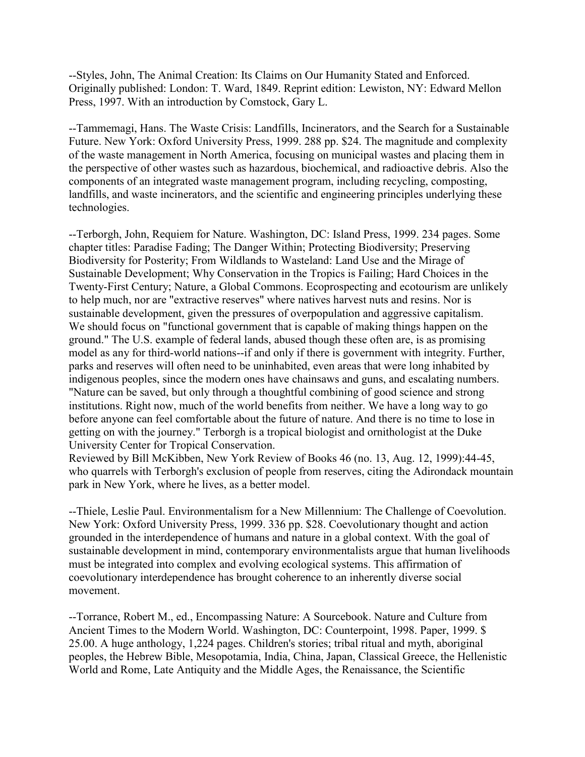--Styles, John, The Animal Creation: Its Claims on Our Humanity Stated and Enforced. Originally published: London: T. Ward, 1849. Reprint edition: Lewiston, NY: Edward Mellon Press, 1997. With an introduction by Comstock, Gary L.

--Tammemagi, Hans. The Waste Crisis: Landfills, Incinerators, and the Search for a Sustainable Future. New York: Oxford University Press, 1999. 288 pp. $24. The magnitude and complexity of the waste management in North America, focusing on municipal wastes and placing them in the perspective of other wastes such as hazardous, biochemical, and radioactive debris. Also the components of an integrated waste management program, including recycling, composting, landfills, and waste incinerators, and the scientific and engineering principles underlying these technologies.

--Terborgh, John, Requiem for Nature. Washington, DC: Island Press, 1999. 234 pages. Some chapter titles: Paradise Fading; The Danger Within; Protecting Biodiversity; Preserving Biodiversity for Posterity; From Wildlands to Wasteland: Land Use and the Mirage of Sustainable Development; Why Conservation in the Tropics is Failing; Hard Choices in the Twenty-First Century; Nature, a Global Commons. Ecoprospecting and ecotourism are unlikely to help much, nor are "extractive reserves" where natives harvest nuts and resins. Nor is sustainable development, given the pressures of overpopulation and aggressive capitalism. We should focus on "functional government that is capable of making things happen on the ground." The U.S. example of federal lands, abused though these often are, is as promising model as any for third-world nations--if and only if there is government with integrity. Further, parks and reserves will often need to be uninhabited, even areas that were long inhabited by indigenous peoples, since the modern ones have chainsaws and guns, and escalating numbers. "Nature can be saved, but only through a thoughtful combining of good science and strong institutions. Right now, much of the world benefits from neither. We have a long way to go before anyone can feel comfortable about the future of nature. And there is no time to lose in getting on with the journey." Terborgh is a tropical biologist and ornithologist at the Duke University Center for Tropical Conservation.
Reviewed by Bill McKibben, New York Review of Books 46 (no. 13, Aug. 12, 1999):44-45, who quarrels with Terborgh's exclusion of people from reserves, citing the Adirondack mountain park in New York, where he lives, as a better model.

--Thiele, Leslie Paul. Environmentalism for a New Millennium: The Challenge of Coevolution. New York: Oxford University Press, 1999. 336 pp. $28. Coevolutionary thought and action grounded in the interdependence of humans and nature in a global context. With the goal of sustainable development in mind, contemporary environmentalists argue that human livelihoods must be integrated into complex and evolving ecological systems. This affirmation of coevolutionary interdependence has brought coherence to an inherently diverse social movement.

--Torrance, Robert M., ed., Encompassing Nature: A Sourcebook. Nature and Culture from Ancient Times to the Modern World. Washington, DC: Counterpoint, 1998. Paper, 1999. $ 25.00. A huge anthology, 1,224 pages. Children's stories; tribal ritual and myth, aboriginal peoples, the Hebrew Bible, Mesopotamia, India, China, Japan, Classical Greece, the Hellenistic World and Rome, Late Antiquity and the Middle Ages, the Renaissance, the Scientific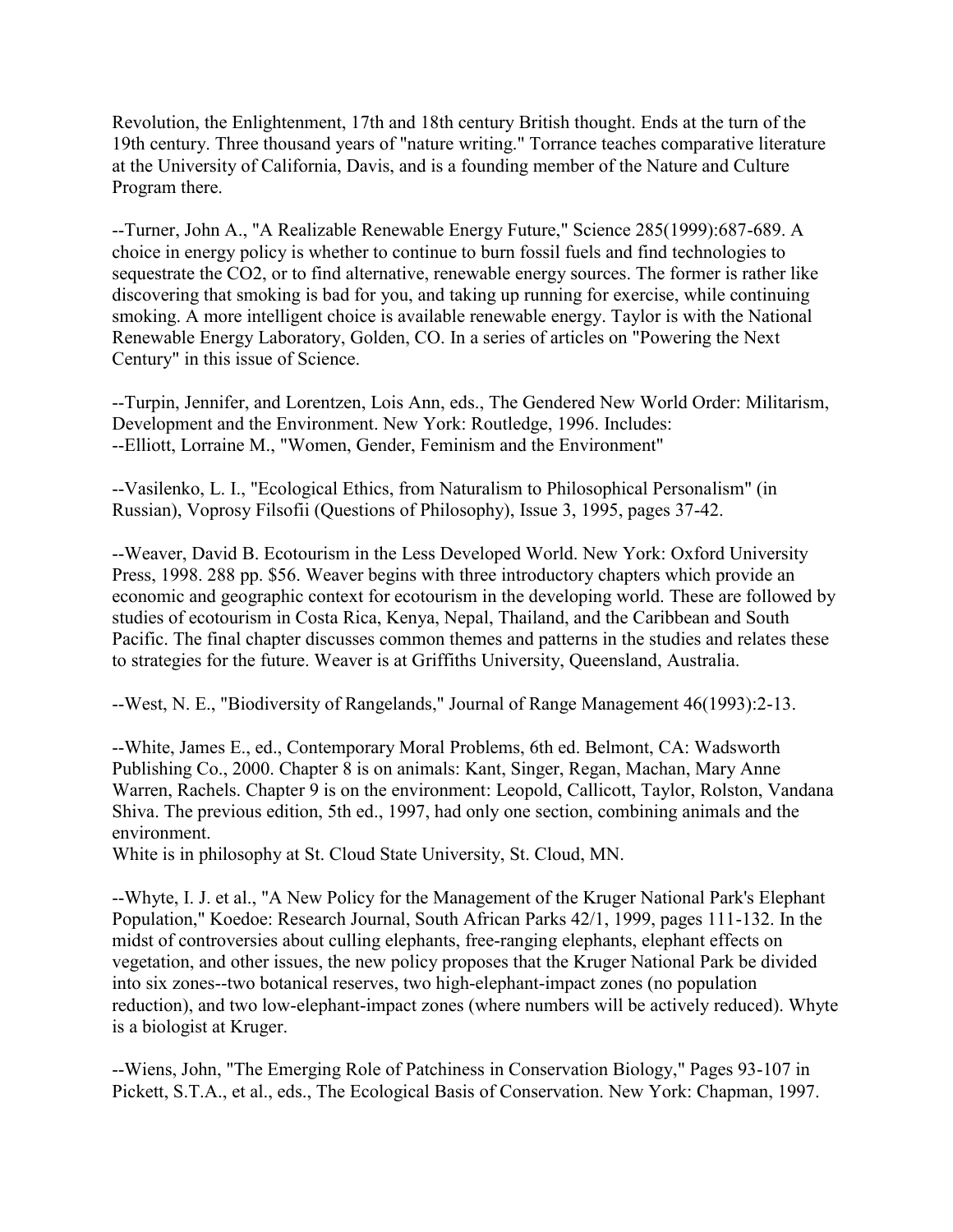Revolution, the Enlightenment, 17th and 18th century British thought. Ends at the turn of the 19th century. Three thousand years of "nature writing." Torrance teaches comparative literature at the University of California, Davis, and is a founding member of the Nature and Culture Program there.

--Turner, John A., "A Realizable Renewable Energy Future," Science 285(1999):687-689. A choice in energy policy is whether to continue to burn fossil fuels and find technologies to sequestrate the $CO_2$, or to find alternative, renewable energy sources. The former is rather like discovering that smoking is bad for you, and taking up running for exercise, while continuing smoking. A more intelligent choice is available renewable energy. Taylor is with the National Renewable Energy Laboratory, Golden, CO. In a series of articles on "Powering the Next Century" in this issue of Science.

--Turpin, Jennifer, and Lorentzen, Lois Ann, eds., The Gendered New World Order: Militarism, Development and the Environment. New York: Routledge, 1996. Includes:
--Elliott, Lorraine M., "Women, Gender, Feminism and the Environment"

--Vasilenko, L. I., "Ecological Ethics, from Naturalism to Philosophical Personalism" (in Russian), Voprosy Filsofii (Questions of Philosophy), Issue 3, 1995, pages 37-42.

--Weaver, David B. Ecotourism in the Less Developed World. New York: Oxford University Press, 1998. 288 pp. $56. Weaver begins with three introductory chapters which provide an economic and geographic context for ecotourism in the developing world. These are followed by studies of ecotourism in Costa Rica, Kenya, Nepal, Thailand, and the Caribbean and South Pacific. The final chapter discusses common themes and patterns in the studies and relates these to strategies for the future. Weaver is at Griffiths University, Queensland, Australia.

--West, N. E., "Biodiversity of Rangelands," Journal of Range Management 46(1993):2-13.

--White, James E., ed., Contemporary Moral Problems, 6th ed. Belmont, CA: Wadsworth Publishing Co., 2000. Chapter 8 is on animals: Kant, Singer, Regan, Machan, Mary Anne Warren, Rachels. Chapter 9 is on the environment: Leopold, Callicott, Taylor, Rolston, Vandana Shiva. The previous edition, 5th ed., 1997, had only one section, combining animals and the environment.
White is in philosophy at St. Cloud State University, St. Cloud, MN.

--Whyte, I. J. et al., "A New Policy for the Management of the Kruger National Park's Elephant Population," Koedoe: Research Journal, South African Parks 42/1, 1999, pages 111-132. In the midst of controversies about culling elephants, free-ranging elephants, elephant effects on vegetation, and other issues, the new policy proposes that the Kruger National Park be divided into six zones--two botanical reserves, two high-elephant-impact zones (no population reduction), and two low-elephant-impact zones (where numbers will be actively reduced). Whyte is a biologist at Kruger.

--Wiens, John, "The Emerging Role of Patchiness in Conservation Biology," Pages 93-107 in Pickett, S.T.A., et al., eds., The Ecological Basis of Conservation. New York: Chapman, 1997.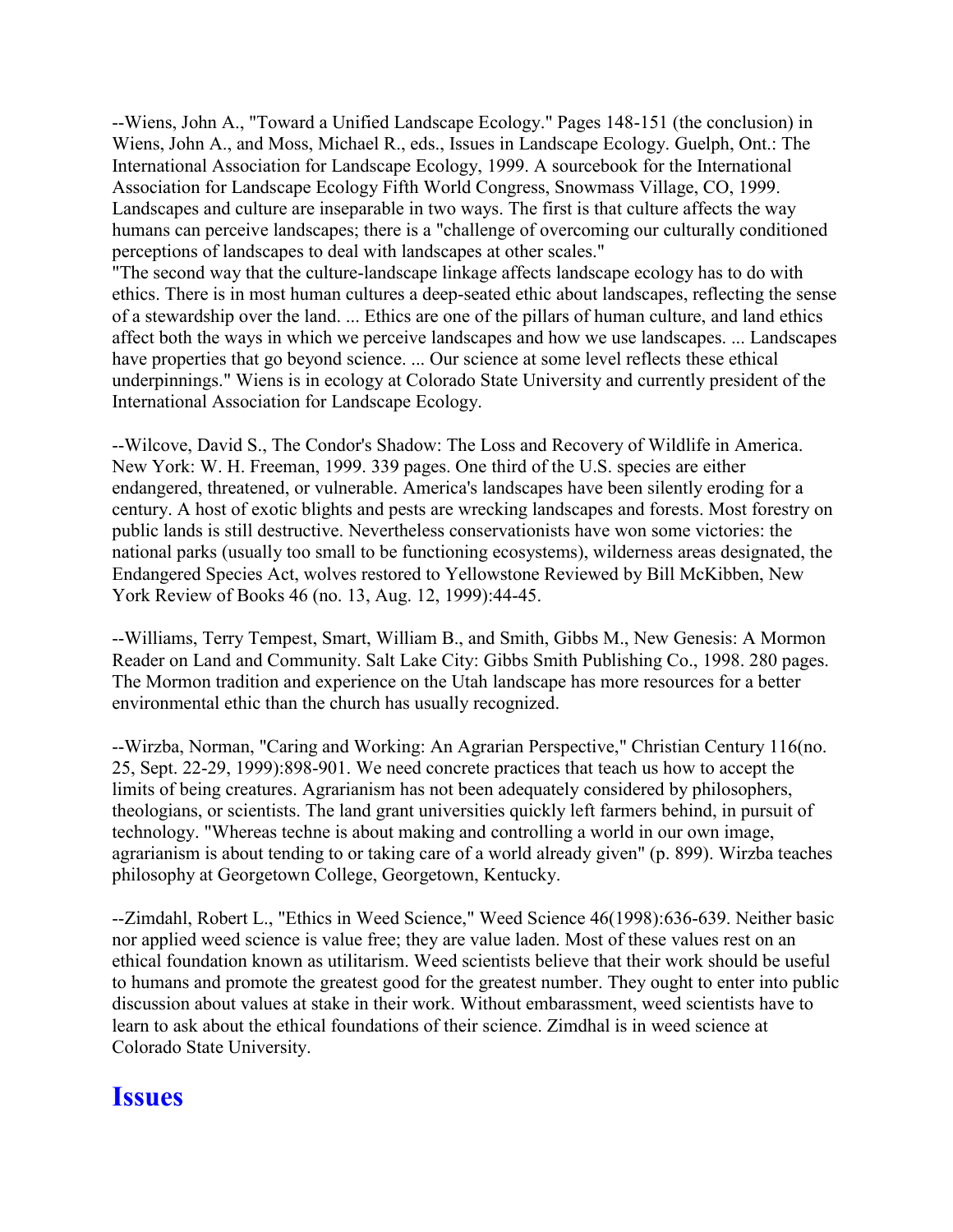--Wiens, John A., "Toward a Unified Landscape Ecology." Pages 148-151 (the conclusion) in Wiens, John A., and Moss, Michael R., eds., Issues in Landscape Ecology. Guelph, Ont.: The International Association for Landscape Ecology, 1999. A sourcebook for the International Association for Landscape Ecology Fifth World Congress, Snowmass Village, CO, 1999. Landscapes and culture are inseparable in two ways. The first is that culture affects the way humans can perceive landscapes; there is a "challenge of overcoming our culturally conditioned perceptions of landscapes to deal with landscapes at other scales."
"The second way that the culture-landscape linkage affects landscape ecology has to do with ethics. There is in most human cultures a deep-seated ethic about landscapes, reflecting the sense of a stewardship over the land. ... Ethics are one of the pillars of human culture, and land ethics affect both the ways in which we perceive landscapes and how we use landscapes. ... Landscapes have properties that go beyond science. ... Our science at some level reflects these ethical underpinnings." Wiens is in ecology at Colorado State University and currently president of the International Association for Landscape Ecology.

--Wilcove, David S., The Condor's Shadow: The Loss and Recovery of Wildlife in America. New York: W. H. Freeman, 1999. 339 pages. One third of the U.S. species are either endangered, threatened, or vulnerable. America's landscapes have been silently eroding for a century. A host of exotic blights and pests are wrecking landscapes and forests. Most forestry on public lands is still destructive. Nevertheless conservationists have won some victories: the national parks (usually too small to be functioning ecosystems), wilderness areas designated, the Endangered Species Act, wolves restored to Yellowstone Reviewed by Bill McKibben, New York Review of Books 46 (no. 13, Aug. 12, 1999):44-45.

--Williams, Terry Tempest, Smart, William B., and Smith, Gibbs M., New Genesis: A Mormon Reader on Land and Community. Salt Lake City: Gibbs Smith Publishing Co., 1998. 280 pages. The Mormon tradition and experience on the Utah landscape has more resources for a better environmental ethic than the church has usually recognized.

--Wirzba, Norman, "Caring and Working: An Agrarian Perspective," Christian Century 116(no. 25, Sept. 22-29, 1999):898-901. We need concrete practices that teach us how to accept the limits of being creatures. Agrarianism has not been adequately considered by philosophers, theologians, or scientists. The land grant universities quickly left farmers behind, in pursuit of technology. "Whereas techne is about making and controlling a world in our own image, agrarianism is about tending to or taking care of a world already given" (p. 899). Wirzba teaches philosophy at Georgetown College, Georgetown, Kentucky.

--Zimdahl, Robert L., "Ethics in Weed Science," Weed Science 46(1998):636-639. Neither basic nor applied weed science is value free; they are value laden. Most of these values rest on an ethical foundation known as utilitarism. Weed scientists believe that their work should be useful to humans and promote the greatest good for the greatest number. They ought to enter into public discussion about values at stake in their work. Without embarassment, weed scientists have to learn to ask about the ethical foundations of their science. Zimdhal is in weed science at Colorado State University.

# Issues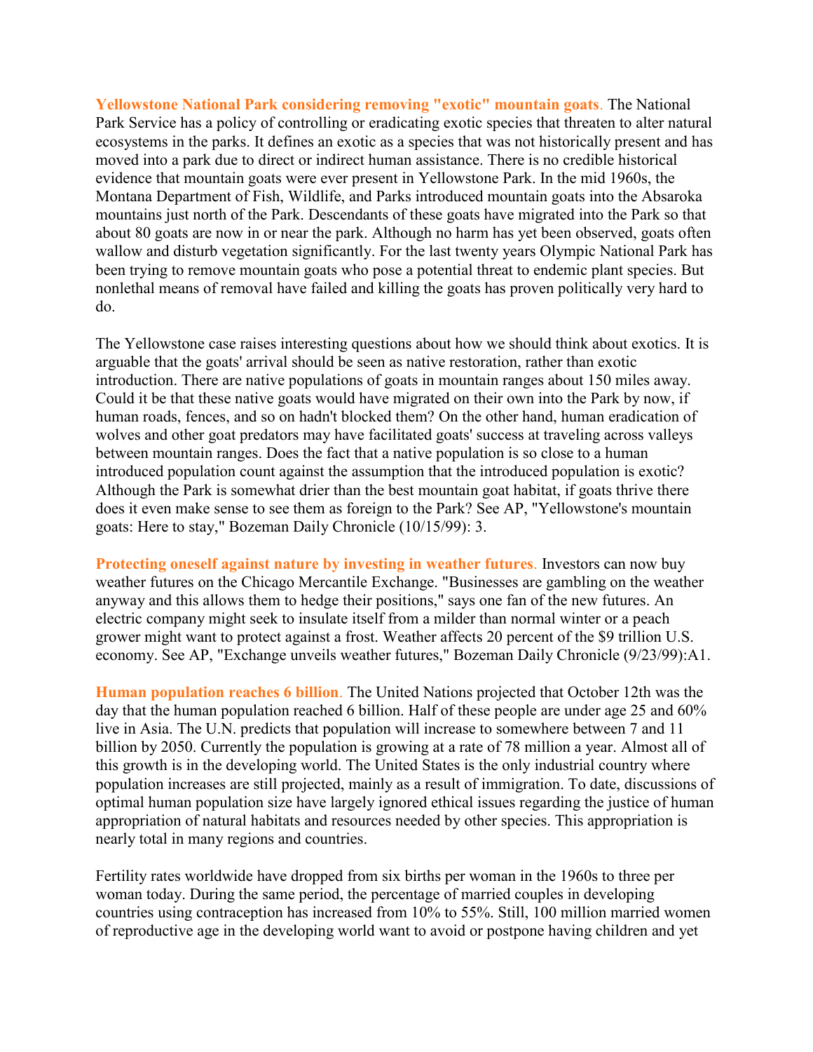**Yellowstone National Park considering removing "exotic" mountain goats**. The National Park Service has a policy of controlling or eradicating exotic species that threaten to alter natural ecosystems in the parks. It defines an exotic as a species that was not historically present and has moved into a park due to direct or indirect human assistance. There is no credible historical evidence that mountain goats were ever present in Yellowstone Park. In the mid 1960s, the Montana Department of Fish, Wildlife, and Parks introduced mountain goats into the Absaroka mountains just north of the Park. Descendants of these goats have migrated into the Park so that about 80 goats are now in or near the park. Although no harm has yet been observed, goats often wallow and disturb vegetation significantly. For the last twenty years Olympic National Park has been trying to remove mountain goats who pose a potential threat to endemic plant species. But nonlethal means of removal have failed and killing the goats has proven politically very hard to do.

The Yellowstone case raises interesting questions about how we should think about exotics. It is arguable that the goats' arrival should be seen as native restoration, rather than exotic introduction. There are native populations of goats in mountain ranges about 150 miles away. Could it be that these native goats would have migrated on their own into the Park by now, if human roads, fences, and so on hadn't blocked them? On the other hand, human eradication of wolves and other goat predators may have facilitated goats' success at traveling across valleys between mountain ranges. Does the fact that a native population is so close to a human introduced population count against the assumption that the introduced population is exotic? Although the Park is somewhat drier than the best mountain goat habitat, if goats thrive there does it even make sense to see them as foreign to the Park? See AP, "Yellowstone's mountain goats: Here to stay," Bozeman Daily Chronicle (10/15/99): 3.

**Protecting oneself against nature by investing in weather futures**. Investors can now buy weather futures on the Chicago Mercantile Exchange. "Businesses are gambling on the weather anyway and this allows them to hedge their positions," says one fan of the new futures. An electric company might seek to insulate itself from a milder than normal winter or a peach grower might want to protect against a frost. Weather affects 20 percent of the $9 trillion U.S. economy. See AP, "Exchange unveils weather futures," Bozeman Daily Chronicle (9/23/99):A1.

**Human population reaches 6 billion**. The United Nations projected that October 12th was the day that the human population reached 6 billion. Half of these people are under age 25 and 60% live in Asia. The U.N. predicts that population will increase to somewhere between 7 and 11 billion by 2050. Currently the population is growing at a rate of 78 million a year. Almost all of this growth is in the developing world. The United States is the only industrial country where population increases are still projected, mainly as a result of immigration. To date, discussions of optimal human population size have largely ignored ethical issues regarding the justice of human appropriation of natural habitats and resources needed by other species. This appropriation is nearly total in many regions and countries.

Fertility rates worldwide have dropped from six births per woman in the 1960s to three per woman today. During the same period, the percentage of married couples in developing countries using contraception has increased from 10% to 55%. Still, 100 million married women of reproductive age in the developing world want to avoid or postpone having children and yet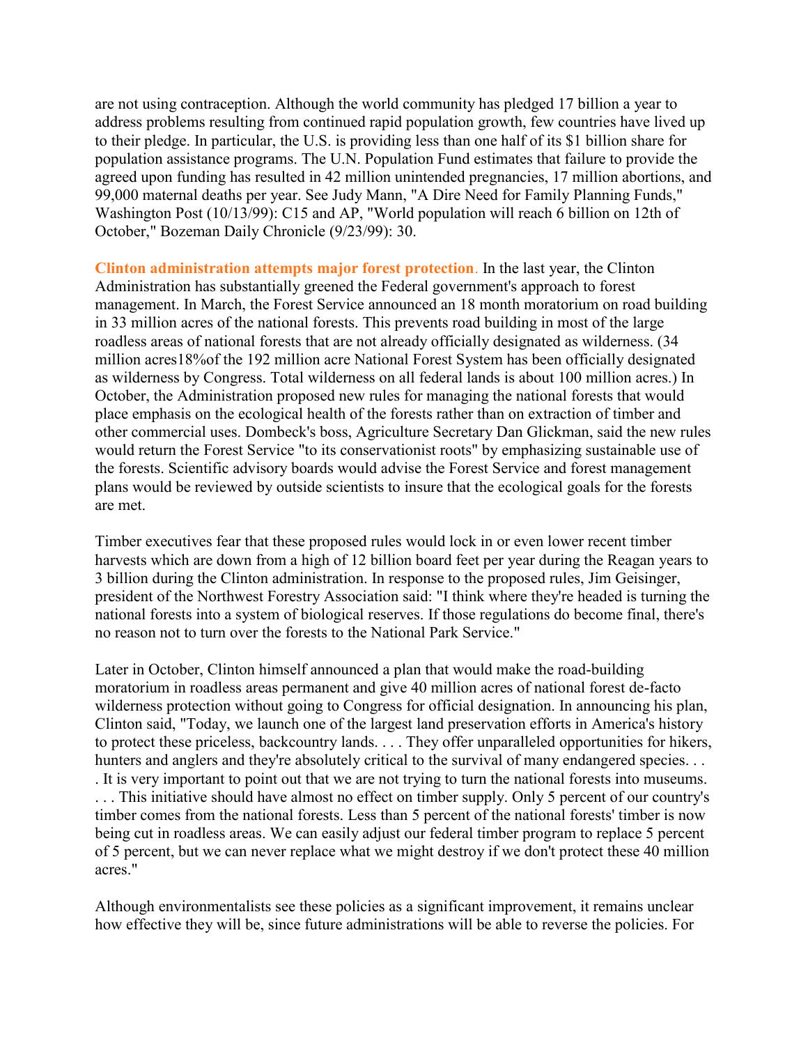are not using contraception. Although the world community has pledged 17 billion a year to address problems resulting from continued rapid population growth, few countries have lived up to their pledge. In particular, the U.S. is providing less than one half of its $1 billion share for population assistance programs. The U.N. Population Fund estimates that failure to provide the agreed upon funding has resulted in 42 million unintended pregnancies, 17 million abortions, and 99,000 maternal deaths per year. See Judy Mann, "A Dire Need for Family Planning Funds," Washington Post (10/13/99): C15 and AP, "World population will reach 6 billion on 12th of October," Bozeman Daily Chronicle (9/23/99): 30.

**Clinton administration attempts major forest protection**. In the last year, the Clinton Administration has substantially greened the Federal government's approach to forest management. In March, the Forest Service announced an 18 month moratorium on road building in 33 million acres of the national forests. This prevents road building in most of the large roadless areas of national forests that are not already officially designated as wilderness. (34 million acres18%of the 192 million acre National Forest System has been officially designated as wilderness by Congress. Total wilderness on all federal lands is about 100 million acres.) In October, the Administration proposed new rules for managing the national forests that would place emphasis on the ecological health of the forests rather than on extraction of timber and other commercial uses. Dombeck's boss, Agriculture Secretary Dan Glickman, said the new rules would return the Forest Service "to its conservationist roots" by emphasizing sustainable use of the forests. Scientific advisory boards would advise the Forest Service and forest management plans would be reviewed by outside scientists to insure that the ecological goals for the forests are met.

Timber executives fear that these proposed rules would lock in or even lower recent timber harvests which are down from a high of 12 billion board feet per year during the Reagan years to 3 billion during the Clinton administration. In response to the proposed rules, Jim Geisinger, president of the Northwest Forestry Association said: "I think where they're headed is turning the national forests into a system of biological reserves. If those regulations do become final, there's no reason not to turn over the forests to the National Park Service."

Later in October, Clinton himself announced a plan that would make the road-building moratorium in roadless areas permanent and give 40 million acres of national forest de-facto wilderness protection without going to Congress for official designation. In announcing his plan, Clinton said, "Today, we launch one of the largest land preservation efforts in America's history to protect these priceless, backcountry lands. . . . They offer unparalleled opportunities for hikers, hunters and anglers and they're absolutely critical to the survival of many endangered species. . . . It is very important to point out that we are not trying to turn the national forests into museums. . . . This initiative should have almost no effect on timber supply. Only 5 percent of our country's timber comes from the national forests. Less than 5 percent of the national forests' timber is now being cut in roadless areas. We can easily adjust our federal timber program to replace 5 percent of 5 percent, but we can never replace what we might destroy if we don't protect these 40 million acres."

Although environmentalists see these policies as a significant improvement, it remains unclear how effective they will be, since future administrations will be able to reverse the policies. For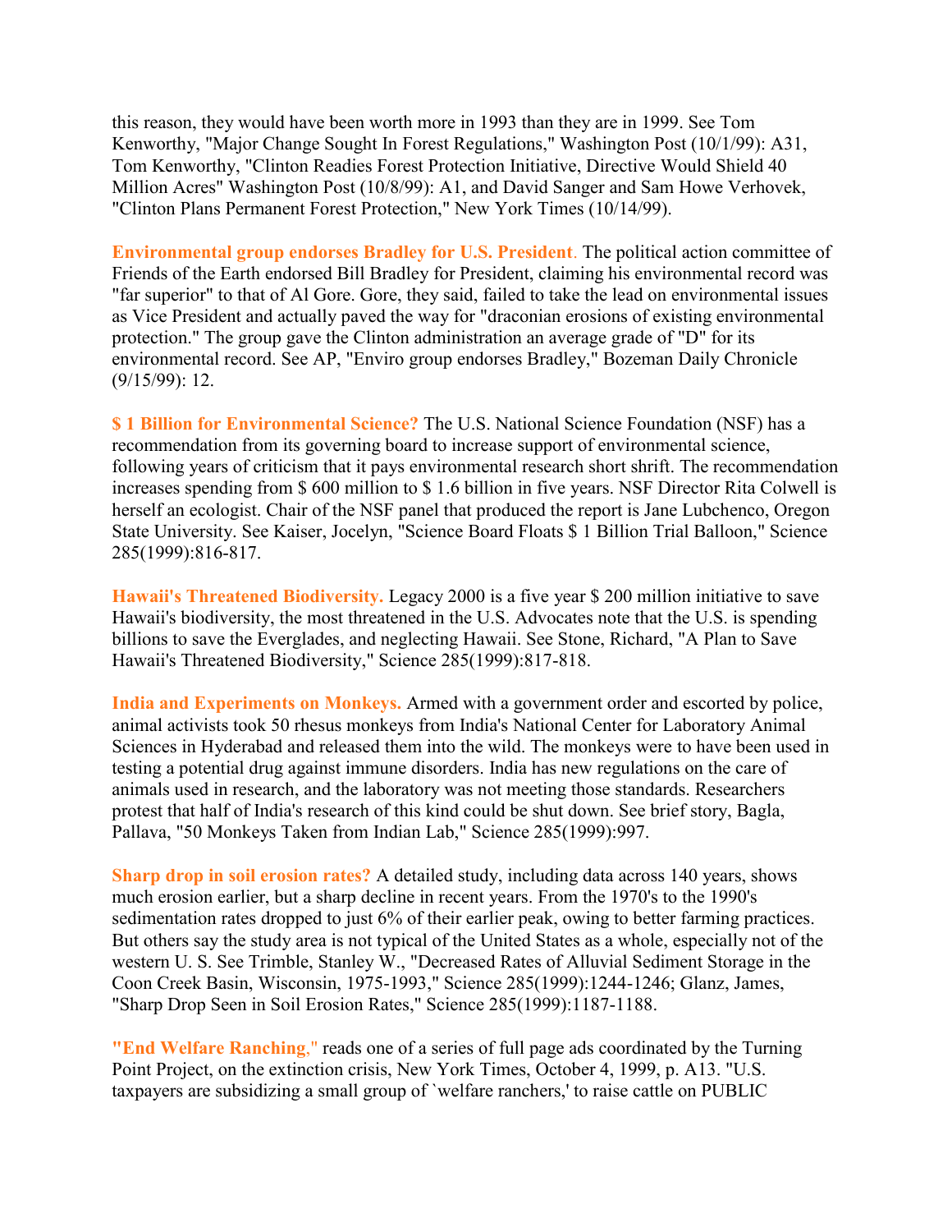this reason, they would have been worth more in 1993 than they are in 1999. See Tom Kenworthy, "Major Change Sought In Forest Regulations," Washington Post (10/1/99): A31, Tom Kenworthy, "Clinton Readies Forest Protection Initiative, Directive Would Shield 40 Million Acres" Washington Post (10/8/99): A1, and David Sanger and Sam Howe Verhovek, "Clinton Plans Permanent Forest Protection," New York Times (10/14/99).

**Environmental group endorses Bradley for U.S. President**. The political action committee of Friends of the Earth endorsed Bill Bradley for President, claiming his environmental record was "far superior" to that of Al Gore. Gore, they said, failed to take the lead on environmental issues as Vice President and actually paved the way for "draconian erosions of existing environmental protection." The group gave the Clinton administration an average grade of "D" for its environmental record. See AP, "Enviro group endorses Bradley," Bozeman Daily Chronicle (9/15/99): 12.

**$ 1 Billion for Environmental Science?** The U.S. National Science Foundation (NSF) has a recommendation from its governing board to increase support of environmental science, following years of criticism that it pays environmental research short shrift. The recommendation increases spending from $ 600 million to $ 1.6 billion in five years. NSF Director Rita Colwell is herself an ecologist. Chair of the NSF panel that produced the report is Jane Lubchenco, Oregon State University. See Kaiser, Jocelyn, "Science Board Floats $ 1 Billion Trial Balloon," Science 285(1999):816-817.

**Hawaii's Threatened Biodiversity.** Legacy 2000 is a five year $ 200 million initiative to save Hawaii's biodiversity, the most threatened in the U.S. Advocates note that the U.S. is spending billions to save the Everglades, and neglecting Hawaii. See Stone, Richard, "A Plan to Save Hawaii's Threatened Biodiversity," Science 285(1999):817-818.

**India and Experiments on Monkeys.** Armed with a government order and escorted by police, animal activists took 50 rhesus monkeys from India's National Center for Laboratory Animal Sciences in Hyderabad and released them into the wild. The monkeys were to have been used in testing a potential drug against immune disorders. India has new regulations on the care of animals used in research, and the laboratory was not meeting those standards. Researchers protest that half of India's research of this kind could be shut down. See brief story, Bagla, Pallava, "50 Monkeys Taken from Indian Lab," Science 285(1999):997.

**Sharp drop in soil erosion rates?** A detailed study, including data across 140 years, shows much erosion earlier, but a sharp decline in recent years. From the 1970's to the 1990's sedimentation rates dropped to just 6% of their earlier peak, owing to better farming practices. But others say the study area is not typical of the United States as a whole, especially not of the western U. S. See Trimble, Stanley W., "Decreased Rates of Alluvial Sediment Storage in the Coon Creek Basin, Wisconsin, 1975-1993," Science 285(1999):1244-1246; Glanz, James, "Sharp Drop Seen in Soil Erosion Rates," Science 285(1999):1187-1188.

**"End Welfare Ranching,"** reads one of a series of full page ads coordinated by the Turning Point Project, on the extinction crisis, New York Times, October 4, 1999, p. A13. "U.S. taxpayers are subsidizing a small group of `welfare ranchers,' to raise cattle on PUBLIC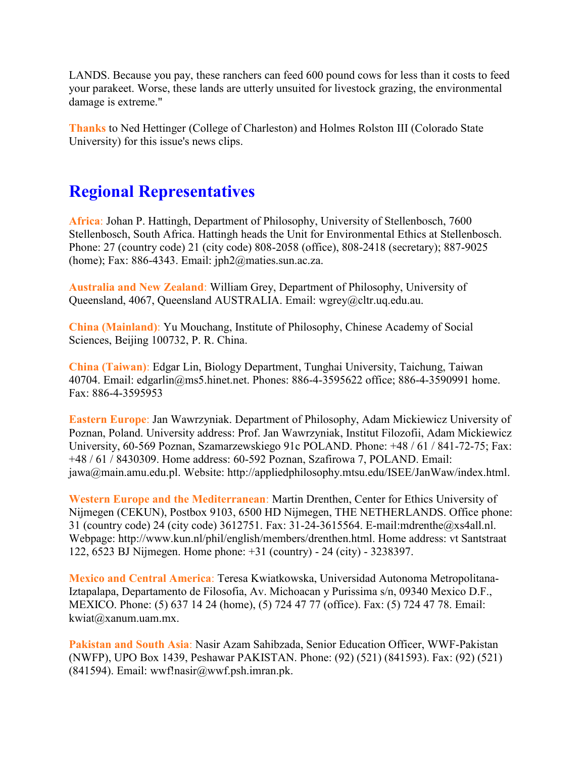LANDS. Because you pay, these ranchers can feed 600 pound cows for less than it costs to feed your parakeet. Worse, these lands are utterly unsuited for livestock grazing, the environmental damage is extreme."

**Thanks** to Ned Hettinger (College of Charleston) and Holmes Rolston III (Colorado State University) for this issue's news clips.

## Regional Representatives

**Africa**: Johan P. Hattingh, Department of Philosophy, University of Stellenbosch, 7600 Stellenbosch, South Africa. Hattingh heads the Unit for Environmental Ethics at Stellenbosch. Phone: 27 (country code) 21 (city code) 808-2058 (office), 808-2418 (secretary); 887-9025 (home); Fax: 886-4343. Email: jph2@maties.sun.ac.za.

**Australia and New Zealand**: William Grey, Department of Philosophy, University of Queensland, 4067, Queensland AUSTRALIA. Email: wgrey@cltr.uq.edu.au.

**China (Mainland)**: Yu Mouchang, Institute of Philosophy, Chinese Academy of Social Sciences, Beijing 100732, P. R. China.

**China (Taiwan)**: Edgar Lin, Biology Department, Tunghai University, Taichung, Taiwan 40704. Email: edgarlin@ms5.hinet.net. Phones: 886-4-3595622 office; 886-4-3590991 home. Fax: 886-4-3595953

**Eastern Europe**: Jan Wawrzyniak. Department of Philosophy, Adam Mickiewicz University of Poznan, Poland. University address: Prof. Jan Wawrzyniak, Institut Filozofii, Adam Mickiewicz University, 60-569 Poznan, Szamarzewskiego 91c POLAND. Phone: +48 / 61 / 841-72-75; Fax: +48 / 61 / 8430309. Home address: 60-592 Poznan, Szafirowa 7, POLAND. Email: jawa@main.amu.edu.pl. Website: http://appliedphilosophy.mtsu.edu/ISEE/JanWaw/index.html.

**Western Europe and the Mediterranean**: Martin Drenthen, Center for Ethics University of Nijmegen (CEKUN), Postbox 9103, 6500 HD Nijmegen, THE NETHERLANDS. Office phone: 31 (country code) 24 (city code) 3612751. Fax: 31-24-3615564. E-mail:mdrenthe@xs4all.nl. Webpage: http://www.kun.nl/phil/english/members/drenthen.html. Home address: vt Santstraat 122, 6523 BJ Nijmegen. Home phone: +31 (country) - 24 (city) - 3238397.

**Mexico and Central America**: Teresa Kwiatkowska, Universidad Autonoma Metropolitana-Iztapalapa, Departamento de Filosofia, Av. Michoacan y Purissima s/n, 09340 Mexico D.F., MEXICO. Phone: (5) 637 14 24 (home), (5) 724 47 77 (office). Fax: (5) 724 47 78. Email: kwiat@xanum.uam.mx.

**Pakistan and South Asia**: Nasir Azam Sahibzada, Senior Education Officer, WWF-Pakistan (NWFP), UPO Box 1439, Peshawar PAKISTAN. Phone: (92) (521) (841593). Fax: (92) (521) (841594). Email: wwf!nasir@wwf.psh.imran.pk.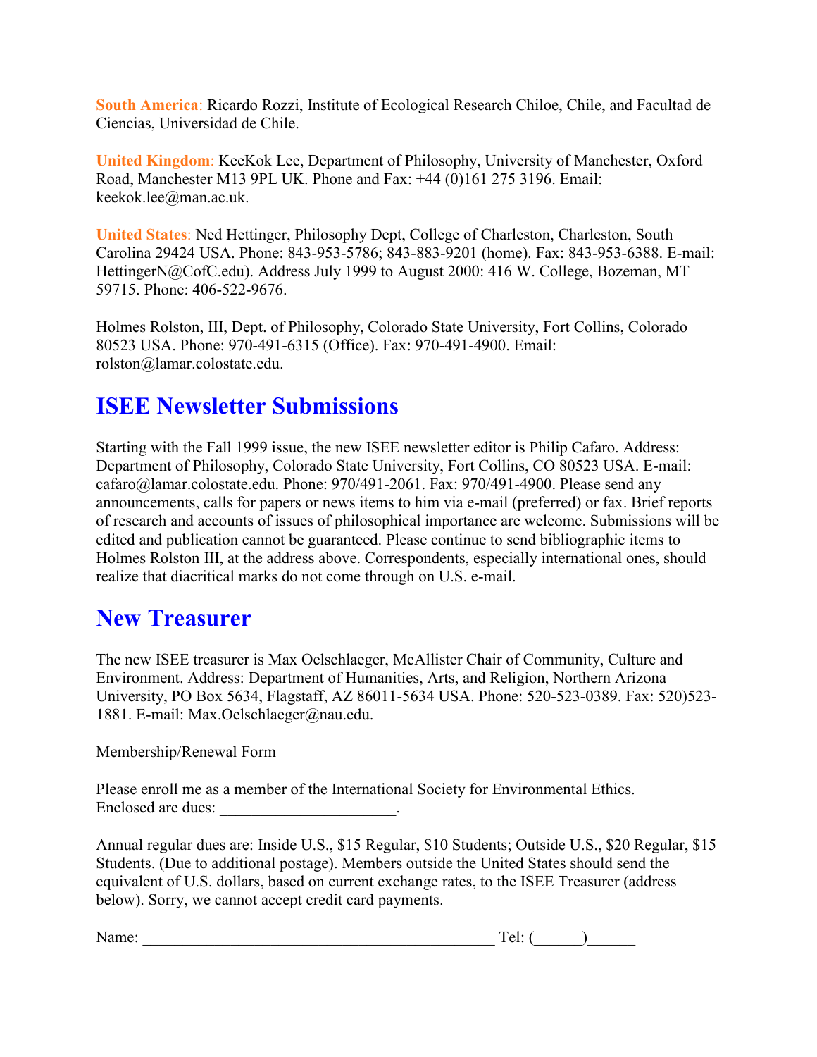**South America**: Ricardo Rozzi, Institute of Ecological Research Chiloe, Chile, and Facultad de Ciencias, Universidad de Chile.

**United Kingdom**: KeeKok Lee, Department of Philosophy, University of Manchester, Oxford Road, Manchester M13 9PL UK. Phone and Fax: +44 (0)161 275 3196. Email: keekok.lee@man.ac.uk.

**United States**: Ned Hettinger, Philosophy Dept, College of Charleston, Charleston, South Carolina 29424 USA. Phone: 843-953-5786; 843-883-9201 (home). Fax: 843-953-6388. E-mail: HettingerN@CofC.edu). Address July 1999 to August 2000: 416 W. College, Bozeman, MT 59715. Phone: 406-522-9676.

Holmes Rolston, III, Dept. of Philosophy, Colorado State University, Fort Collins, Colorado 80523 USA. Phone: 970-491-6315 (Office). Fax: 970-491-4900. Email: rolston@lamar.colostate.edu.

## ISEE Newsletter Submissions

Starting with the Fall 1999 issue, the new ISEE newsletter editor is Philip Cafaro. Address: Department of Philosophy, Colorado State University, Fort Collins, CO 80523 USA. E-mail: cafaro@lamar.colostate.edu. Phone: 970/491-2061. Fax: 970/491-4900. Please send any announcements, calls for papers or news items to him via e-mail (preferred) or fax. Brief reports of research and accounts of issues of philosophical importance are welcome. Submissions will be edited and publication cannot be guaranteed. Please continue to send bibliographic items to Holmes Rolston III, at the address above. Correspondents, especially international ones, should realize that diacritical marks do not come through on U.S. e-mail.

## New Treasurer

The new ISEE treasurer is Max Oelschlaeger, McAllister Chair of Community, Culture and Environment. Address: Department of Humanities, Arts, and Religion, Northern Arizona University, PO Box 5634, Flagstaff, AZ 86011-5634 USA. Phone: 520-523-0389. Fax: 520)523-1881. E-mail: Max.Oelschlaeger@nau.edu.

Membership/Renewal Form

Please enroll me as a member of the International Society for Environmental Ethics.
Enclosed are dues: ______________________.

Annual regular dues are: Inside U.S., $15 Regular, $10 Students; Outside U.S., $20 Regular, $15 Students. (Due to additional postage). Members outside the United States should send the equivalent of U.S. dollars, based on current exchange rates, to the ISEE Treasurer (address below). Sorry, we cannot accept credit card payments.

Name: _____________________________________________ Tel: (______)______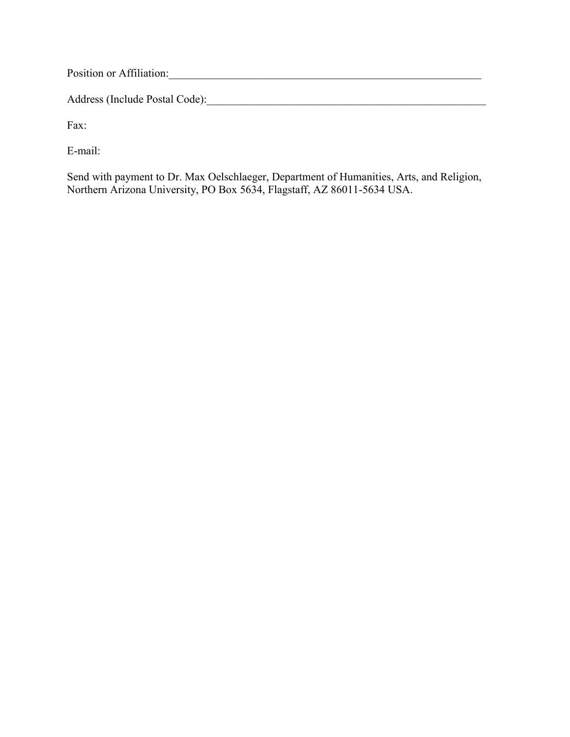Position or Affiliation:_____________________________________________________________

Address (Include Postal Code):______________________________________________________

Fax:

E-mail:

Send with payment to Dr. Max Oelschlaeger, Department of Humanities, Arts, and Religion, Northern Arizona University, PO Box 5634, Flagstaff, AZ 86011-5634 USA.